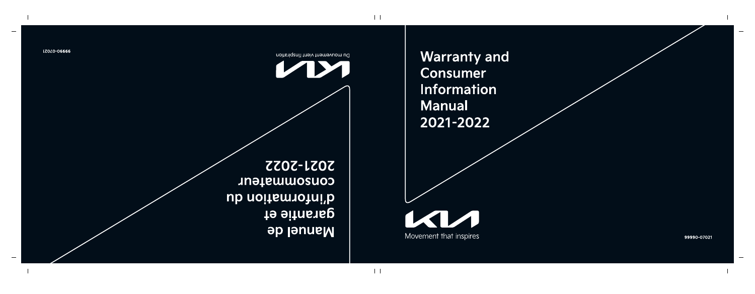# Warranty and Consumer Information Manual 2021-2022

Movement that inspires

99990-07021

# Manuel de garantie et d'information du consommateur 2021-2022

Du mouvement vient l'inspiration

99990-07021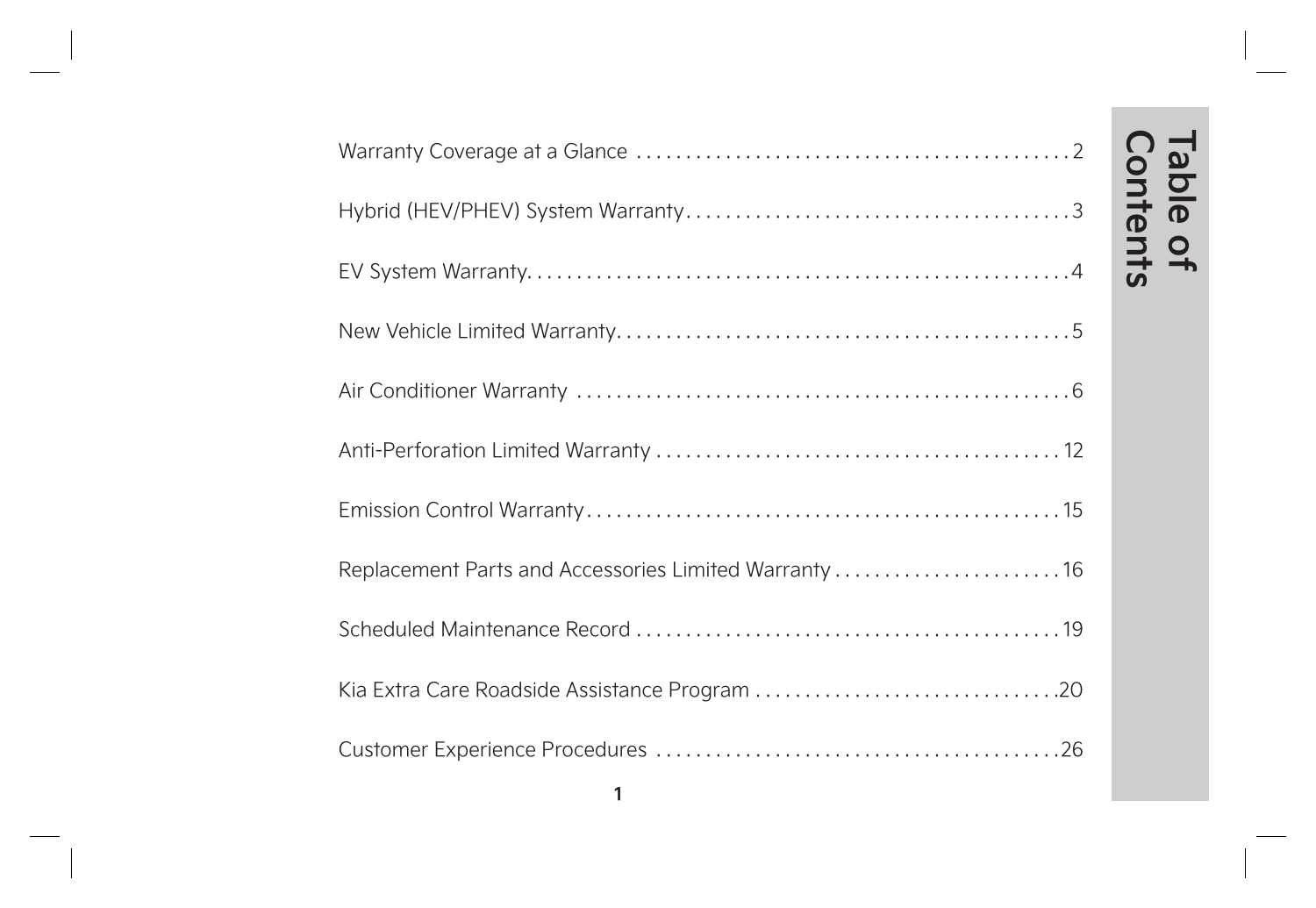# Table of Contents

Warranty Coverage at a Glance . . . . . . . . . . . . . . . . . . . . . . . . . . . . . . . . . . . . . . . . . . . 2

Hybrid (HEV/PHEV) System Warranty . . . . . . . . . . . . . . . . . . . . . . . . . . . . . . . . . . . . . . . 3

EV System Warranty . . . . . . . . . . . . . . . . . . . . . . . . . . . . . . . . . . . . . . . . . . . . . . . . . . . . . 4

New Vehicle Limited Warranty . . . . . . . . . . . . . . . . . . . . . . . . . . . . . . . . . . . . . . . . . . . . . 5

Air Conditioner Warranty . . . . . . . . . . . . . . . . . . . . . . . . . . . . . . . . . . . . . . . . . . . . . . . . . 6

Anti-Perforation Limited Warranty . . . . . . . . . . . . . . . . . . . . . . . . . . . . . . . . . . . . . . . . . 12

Emission Control Warranty . . . . . . . . . . . . . . . . . . . . . . . . . . . . . . . . . . . . . . . . . . . . . . . 15

Replacement Parts and Accessories Limited Warranty . . . . . . . . . . . . . . . . . . . . . . . 16

Scheduled Maintenance Record . . . . . . . . . . . . . . . . . . . . . . . . . . . . . . . . . . . . . . . . . . 19

Kia Extra Care Roadside Assistance Program . . . . . . . . . . . . . . . . . . . . . . . . . . . . . . 20

Customer Experience Procedures . . . . . . . . . . . . . . . . . . . . . . . . . . . . . . . . . . . . . . . . 26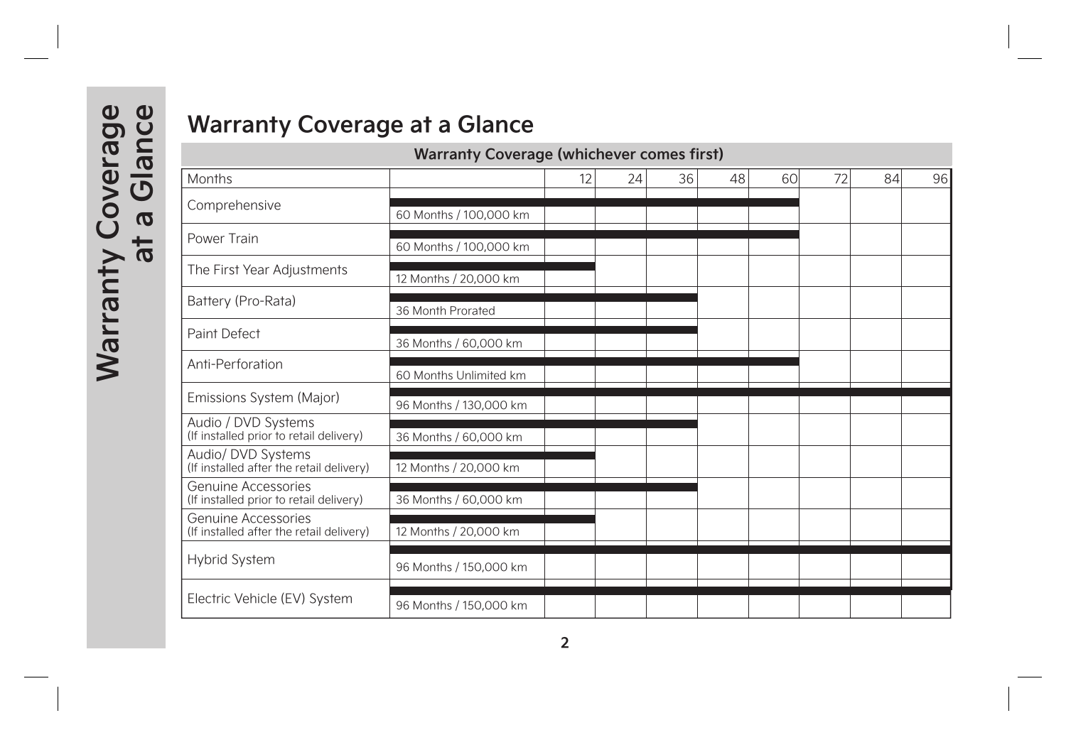## Warranty Coverage at a Glance

| Warranty Coverage (whichever comes first) | | | | | | | | | |
|---|---|---|---|---|---|---|---|---|---|
| Months | | 12 | 24 | 36 | 48 | 60 | 72 | 84 | 96 |
| Comprehensive | 60 Months / 100,000 km | | | | | | | | |
| Power Train | 60 Months / 100,000 km | | | | | | | | |
| The First Year Adjustments | 12 Months / 20,000 km | | | | | | | | |
| Battery (Pro-Rata) | 36 Month Prorated | | | | | | | | |
| Paint Defect | 36 Months / 60,000 km | | | | | | | | |
| Anti-Perforation | 60 Months Unlimited km | | | | | | | | |
| Emissions System (Major) | 96 Months / 130,000 km | | | | | | | | |
| Audio / DVD Systems (If installed prior to retail delivery) | 36 Months / 60,000 km | | | | | | | | |
| Audio/ DVD Systems (If installed after the retail delivery) | 12 Months / 20,000 km | | | | | | | | |
| Genuine Accessories (If installed prior to retail delivery) | 36 Months / 60,000 km | | | | | | | | |
| Genuine Accessories (If installed after the retail delivery) | 12 Months / 20,000 km | | | | | | | | |
| Hybrid System | 96 Months / 150,000 km | | | | | | | | |
| Electric Vehicle (EV) System | 96 Months / 150,000 km | | | | | | | | |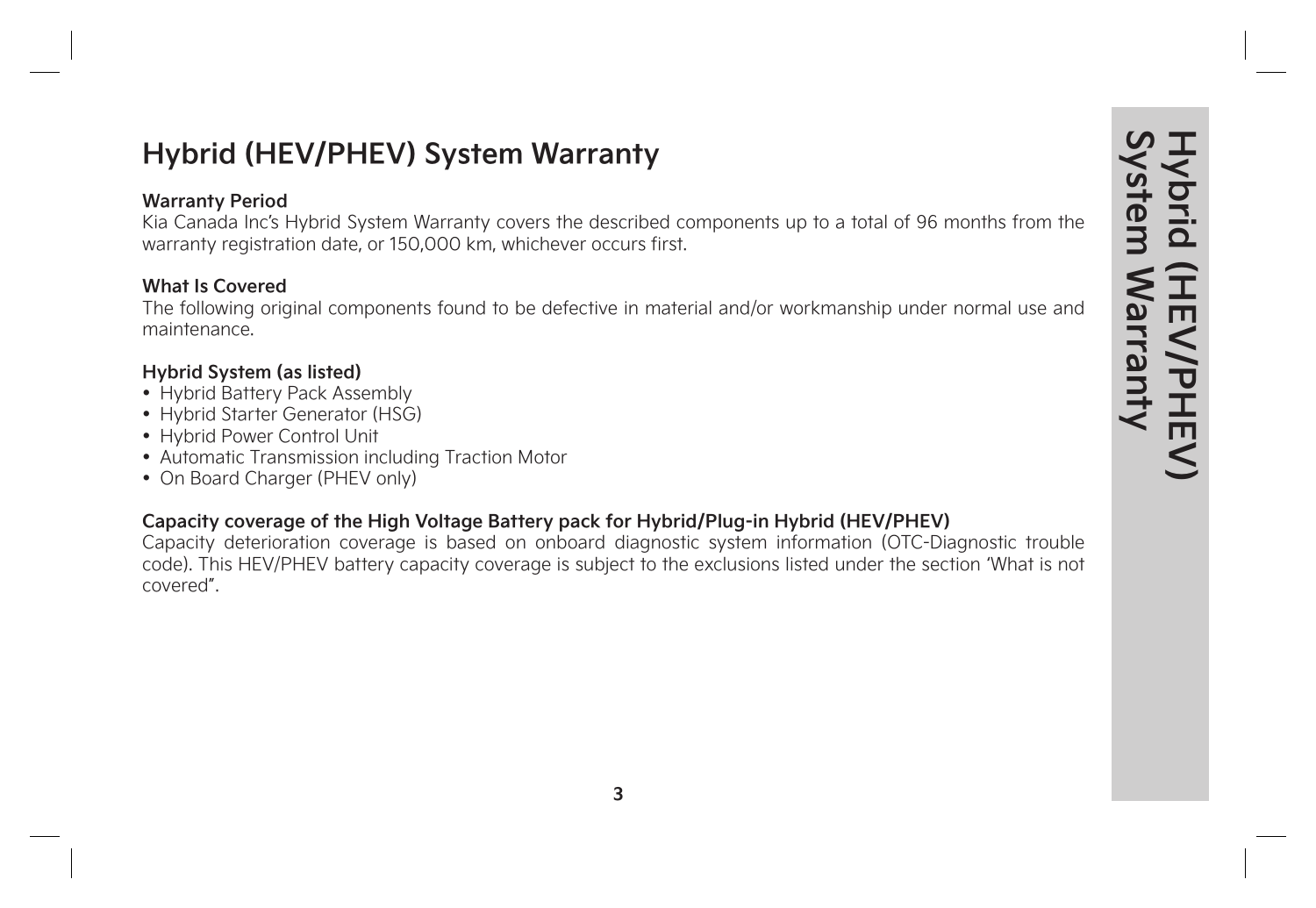# Hybrid (HEV/PHEV) System Warranty

**Warranty Period**

Kia Canada Inc's Hybrid System Warranty covers the described components up to a total of 96 months from the warranty registration date, or 150,000 km, whichever occurs first.

**What Is Covered**

The following original components found to be defective in material and/or workmanship under normal use and maintenance.

**Hybrid System (as listed)**

- Hybrid Battery Pack Assembly
- Hybrid Starter Generator (HSG)
- Hybrid Power Control Unit
- Automatic Transmission including Traction Motor
- On Board Charger (PHEV only)

**Capacity coverage of the High Voltage Battery pack for Hybrid/Plug-in Hybrid (HEV/PHEV)**

Capacity deterioration coverage is based on onboard diagnostic system information (OTC-Diagnostic trouble code). This HEV/PHEV battery capacity coverage is subject to the exclusions listed under the section 'What is not covered".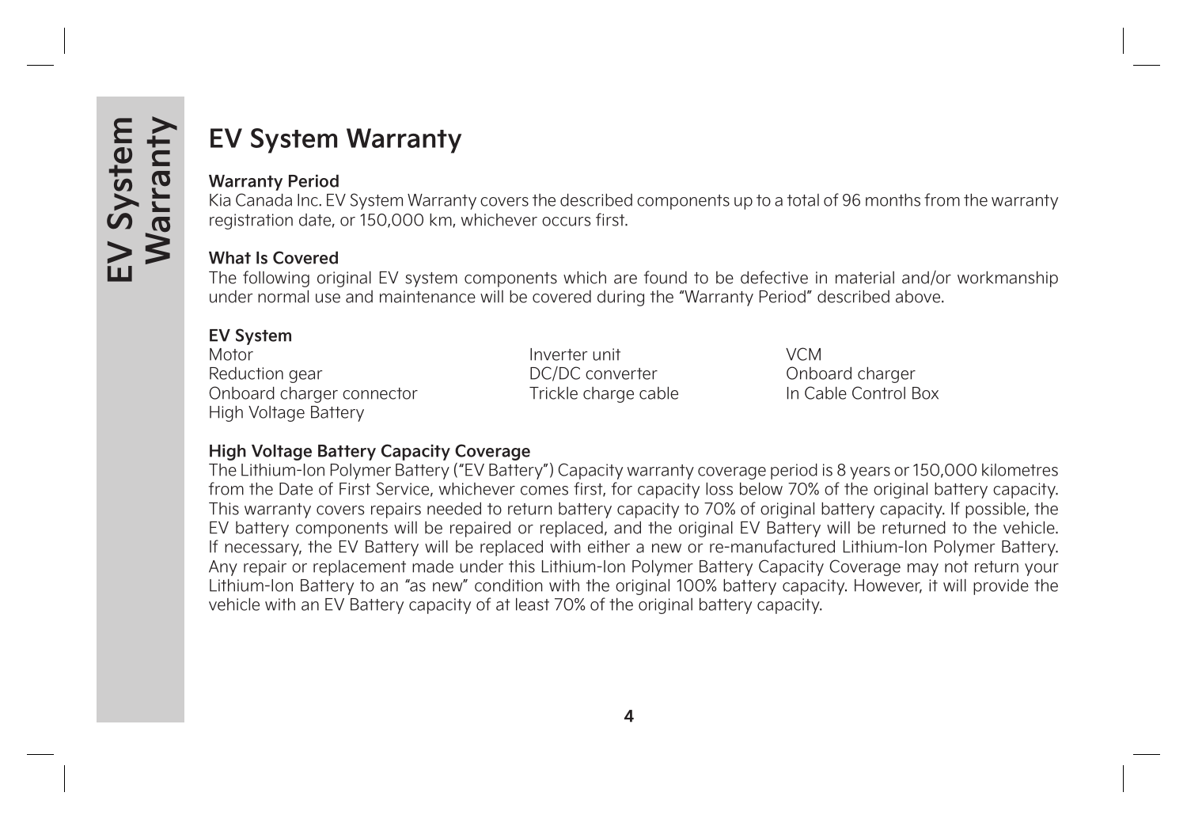# EV System Warranty

**Warranty Period**

Kia Canada Inc. EV System Warranty covers the described components up to a total of 96 months from the warranty registration date, or 150,000 km, whichever occurs first.

**What Is Covered**

The following original EV system components which are found to be defective in material and/or workmanship under normal use and maintenance will be covered during the "Warranty Period" described above.

**EV System**

| | | |
|---|---|---|
| Motor | Inverter unit | VCM |
| Reduction gear | DC/DC converter | Onboard charger |
| Onboard charger connector | Trickle charge cable | In Cable Control Box |
| High Voltage Battery | | |

**High Voltage Battery Capacity Coverage**

The Lithium-Ion Polymer Battery ("EV Battery") Capacity warranty coverage period is 8 years or 150,000 kilometres from the Date of First Service, whichever comes first, for capacity loss below 70% of the original battery capacity. This warranty covers repairs needed to return battery capacity to 70% of original battery capacity. If possible, the EV battery components will be repaired or replaced, and the original EV Battery will be returned to the vehicle. If necessary, the EV Battery will be replaced with either a new or re-manufactured Lithium-Ion Polymer Battery. Any repair or replacement made under this Lithium-Ion Polymer Battery Capacity Coverage may not return your Lithium-Ion Battery to an "as new" condition with the original 100% battery capacity. However, it will provide the vehicle with an EV Battery capacity of at least 70% of the original battery capacity.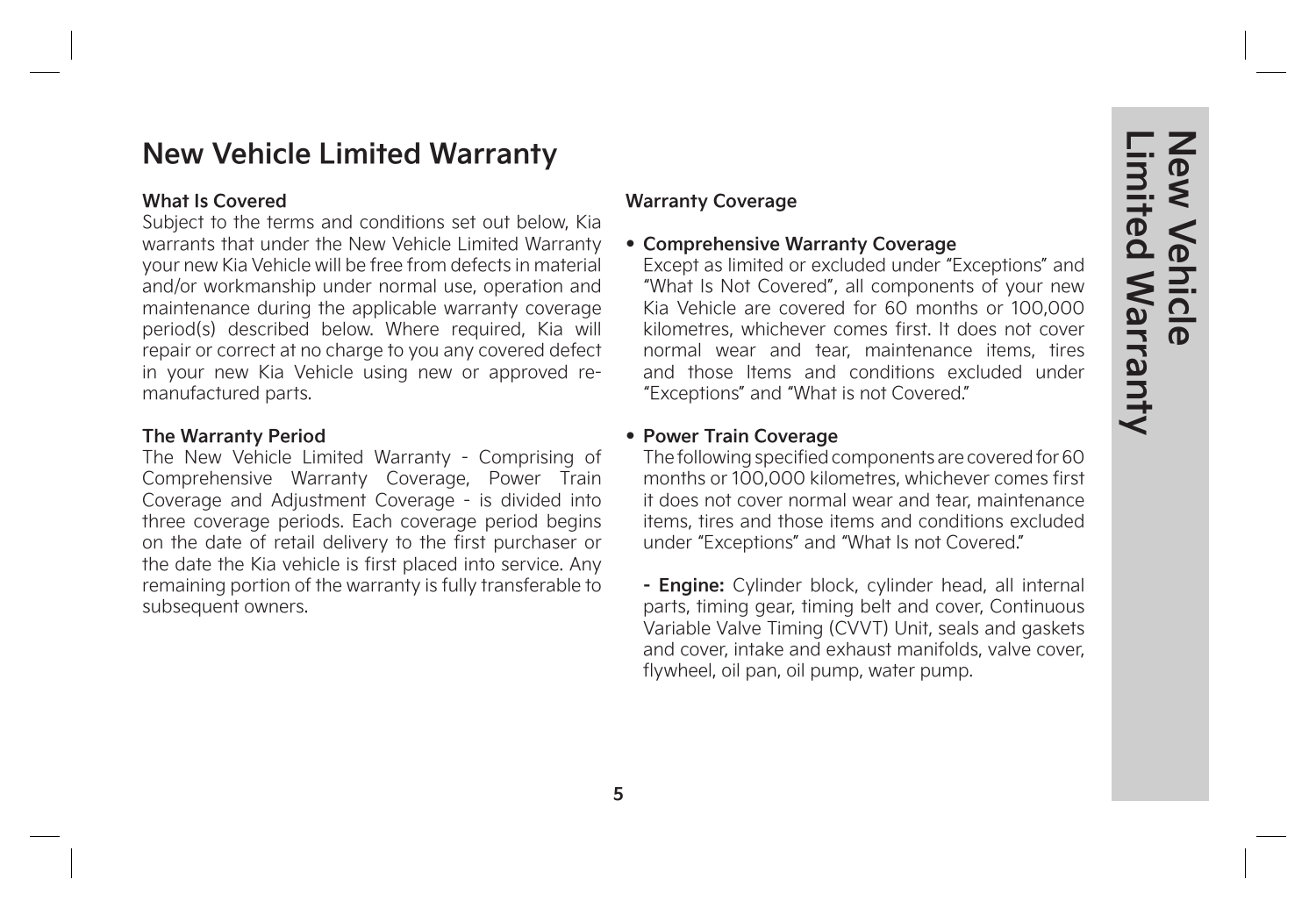# New Vehicle Limited Warranty

**What Is Covered**

Subject to the terms and conditions set out below, Kia warrants that under the New Vehicle Limited Warranty your new Kia Vehicle will be free from defects in material and/or workmanship under normal use, operation and maintenance during the applicable warranty coverage period(s) described below. Where required, Kia will repair or correct at no charge to you any covered defect in your new Kia Vehicle using new or approved re-manufactured parts.

**The Warranty Period**

The New Vehicle Limited Warranty - Comprising of Comprehensive Warranty Coverage, Power Train Coverage and Adjustment Coverage - is divided into three coverage periods. Each coverage period begins on the date of retail delivery to the first purchaser or the date the Kia vehicle is first placed into service. Any remaining portion of the warranty is fully transferable to subsequent owners.

**Warranty Coverage**

- **Comprehensive Warranty Coverage**
  Except as limited or excluded under "Exceptions" and "What Is Not Covered", all components of your new Kia Vehicle are covered for 60 months or 100,000 kilometres, whichever comes first. It does not cover normal wear and tear, maintenance items, tires and those Items and conditions excluded under "Exceptions" and "What is not Covered."

- **Power Train Coverage**
  The following specified components are covered for 60 months or 100,000 kilometres, whichever comes first it does not cover normal wear and tear, maintenance items, tires and those items and conditions excluded under "Exceptions" and "What Is not Covered."

  - **Engine:** Cylinder block, cylinder head, all internal parts, timing gear, timing belt and cover, Continuous Variable Valve Timing (CVVT) Unit, seals and gaskets and cover, intake and exhaust manifolds, valve cover, flywheel, oil pan, oil pump, water pump.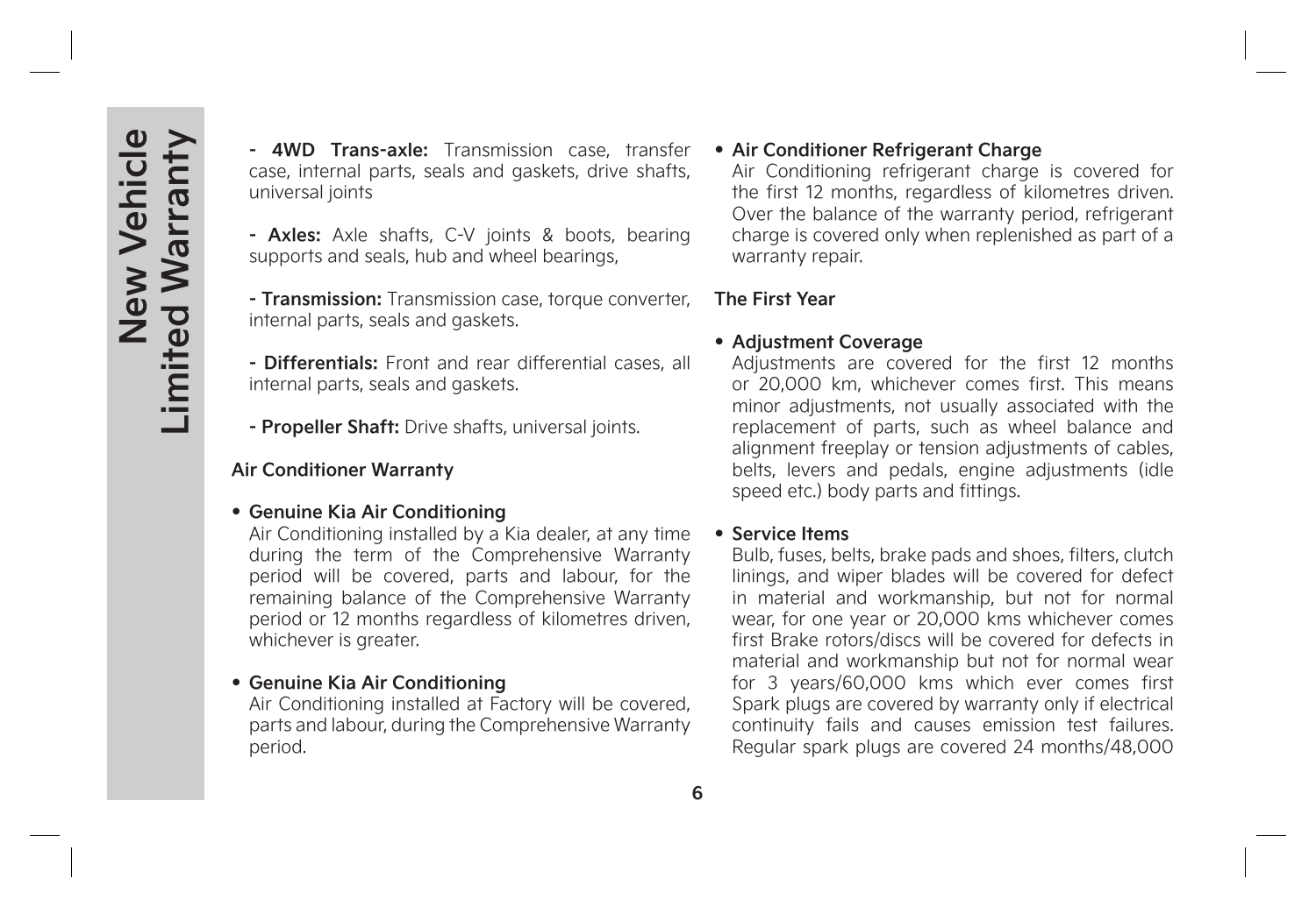- **4WD Trans-axle:** Transmission case, transfer case, internal parts, seals and gaskets, drive shafts, universal joints

- **Axles:** Axle shafts, C-V joints & boots, bearing supports and seals, hub and wheel bearings,

- **Transmission:** Transmission case, torque converter, internal parts, seals and gaskets.

- **Differentials:** Front and rear differential cases, all internal parts, seals and gaskets.

- **Propeller Shaft:** Drive shafts, universal joints.

### Air Conditioner Warranty

- **Genuine Kia Air Conditioning**
  Air Conditioning installed by a Kia dealer, at any time during the term of the Comprehensive Warranty period will be covered, parts and labour, for the remaining balance of the Comprehensive Warranty period or 12 months regardless of kilometres driven, whichever is greater.

- **Genuine Kia Air Conditioning**
  Air Conditioning installed at Factory will be covered, parts and labour, during the Comprehensive Warranty period.

- **Air Conditioner Refrigerant Charge**
  Air Conditioning refrigerant charge is covered for the first 12 months, regardless of kilometres driven. Over the balance of the warranty period, refrigerant charge is covered only when replenished as part of a warranty repair.

### The First Year

- **Adjustment Coverage**
  Adjustments are covered for the first 12 months or 20,000 km, whichever comes first. This means minor adjustments, not usually associated with the replacement of parts, such as wheel balance and alignment freeplay or tension adjustments of cables, belts, levers and pedals, engine adjustments (idle speed etc.) body parts and fittings.

- **Service Items**
  Bulb, fuses, belts, brake pads and shoes, filters, clutch linings, and wiper blades will be covered for defect in material and workmanship, but not for normal wear, for one year or 20,000 kms whichever comes first Brake rotors/discs will be covered for defects in material and workmanship but not for normal wear for 3 years/60,000 kms which ever comes first Spark plugs are covered by warranty only if electrical continuity fails and causes emission test failures. Regular spark plugs are covered 24 months/48,000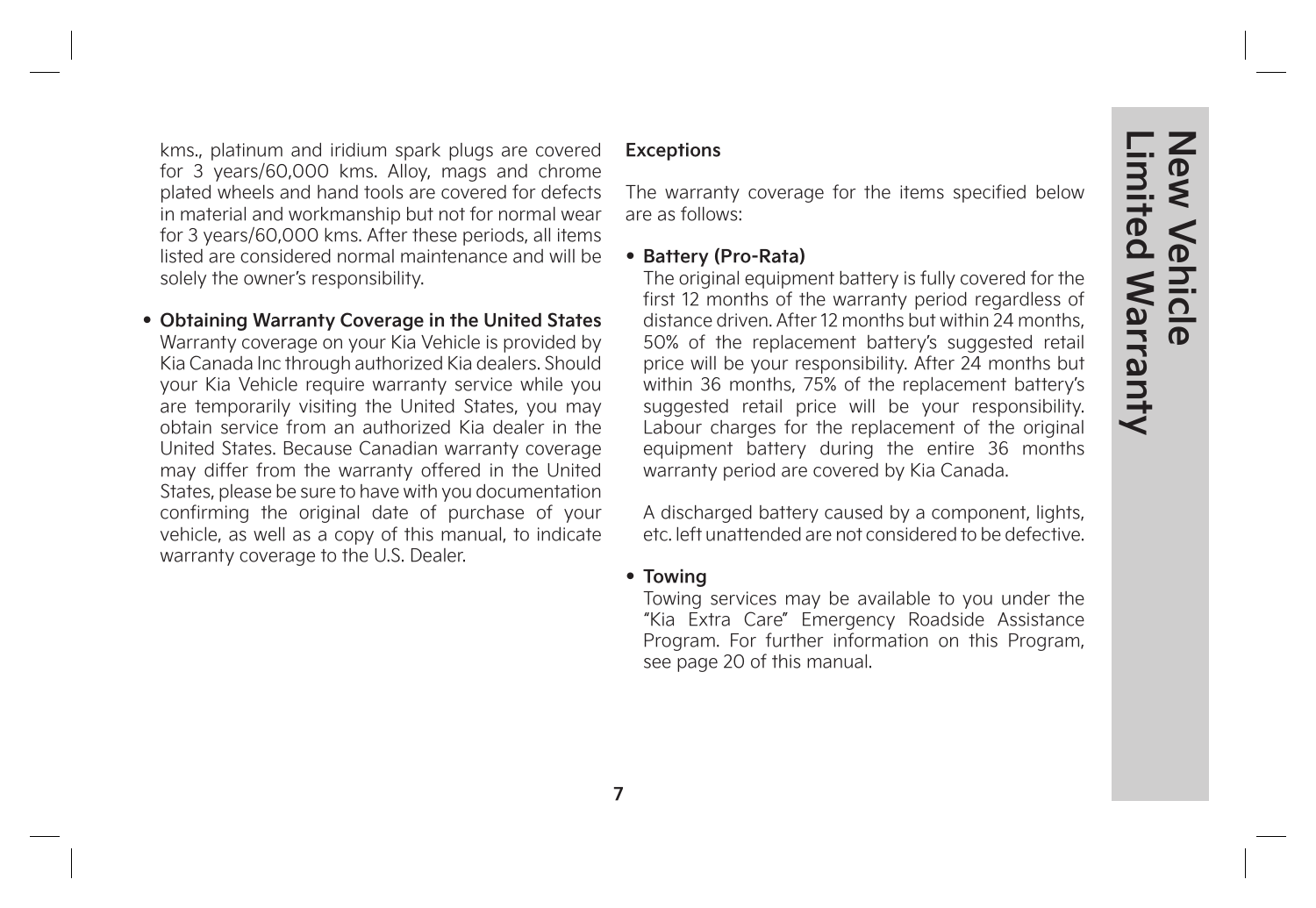kms., platinum and iridium spark plugs are covered for 3 years/60,000 kms. Alloy, mags and chrome plated wheels and hand tools are covered for defects in material and workmanship but not for normal wear for 3 years/60,000 kms. After these periods, all items listed are considered normal maintenance and will be solely the owner's responsibility.

- **Obtaining Warranty Coverage in the United States**
  Warranty coverage on your Kia Vehicle is provided by Kia Canada Inc through authorized Kia dealers. Should your Kia Vehicle require warranty service while you are temporarily visiting the United States, you may obtain service from an authorized Kia dealer in the United States. Because Canadian warranty coverage may differ from the warranty offered in the United States, please be sure to have with you documentation confirming the original date of purchase of your vehicle, as well as a copy of this manual, to indicate warranty coverage to the U.S. Dealer.

### Exceptions

The warranty coverage for the items specified below are as follows:

- **Battery (Pro-Rata)**
  The original equipment battery is fully covered for the first 12 months of the warranty period regardless of distance driven. After 12 months but within 24 months, 50% of the replacement battery's suggested retail price will be your responsibility. After 24 months but within 36 months, 75% of the replacement battery's suggested retail price will be your responsibility. Labour charges for the replacement of the original equipment battery during the entire 36 months warranty period are covered by Kia Canada.

  A discharged battery caused by a component, lights, etc. left unattended are not considered to be defective.

- **Towing**
  Towing services may be available to you under the "Kia Extra Care" Emergency Roadside Assistance Program. For further information on this Program, see page 20 of this manual.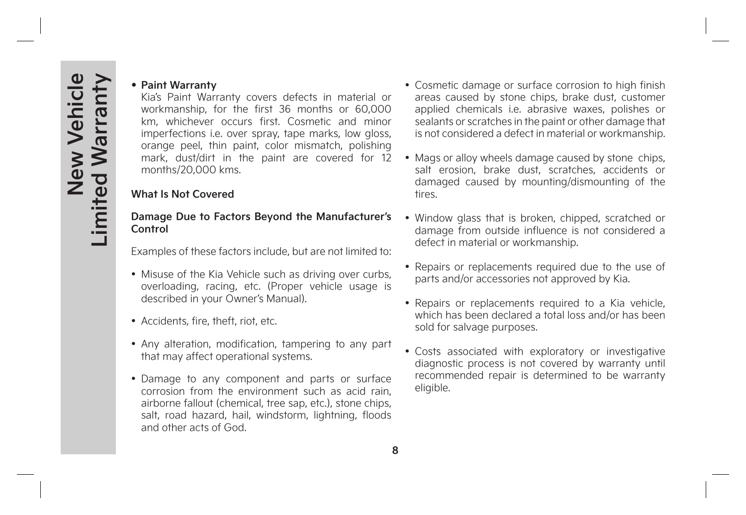- **Paint Warranty**
  Kia's Paint Warranty covers defects in material or workmanship, for the first 36 months or 60,000 km, whichever occurs first. Cosmetic and minor imperfections i.e. over spray, tape marks, low gloss, orange peel, thin paint, color mismatch, polishing mark, dust/dirt in the paint are covered for 12 months/20,000 kms.

### What Is Not Covered

#### Damage Due to Factors Beyond the Manufacturer's Control

Examples of these factors include, but are not limited to:

- Misuse of the Kia Vehicle such as driving over curbs, overloading, racing, etc. (Proper vehicle usage is described in your Owner's Manual).
- Accidents, fire, theft, riot, etc.
- Any alteration, modification, tampering to any part that may affect operational systems.
- Damage to any component and parts or surface corrosion from the environment such as acid rain, airborne fallout (chemical, tree sap, etc.), stone chips, salt, road hazard, hail, windstorm, lightning, floods and other acts of God.
- Cosmetic damage or surface corrosion to high finish areas caused by stone chips, brake dust, customer applied chemicals i.e. abrasive waxes, polishes or sealants or scratches in the paint or other damage that is not considered a defect in material or workmanship.
- Mags or alloy wheels damage caused by stone chips, salt erosion, brake dust, scratches, accidents or damaged caused by mounting/dismounting of the tires.
- Window glass that is broken, chipped, scratched or damage from outside influence is not considered a defect in material or workmanship.
- Repairs or replacements required due to the use of parts and/or accessories not approved by Kia.
- Repairs or replacements required to a Kia vehicle, which has been declared a total loss and/or has been sold for salvage purposes.
- Costs associated with exploratory or investigative diagnostic process is not covered by warranty until recommended repair is determined to be warranty eligible.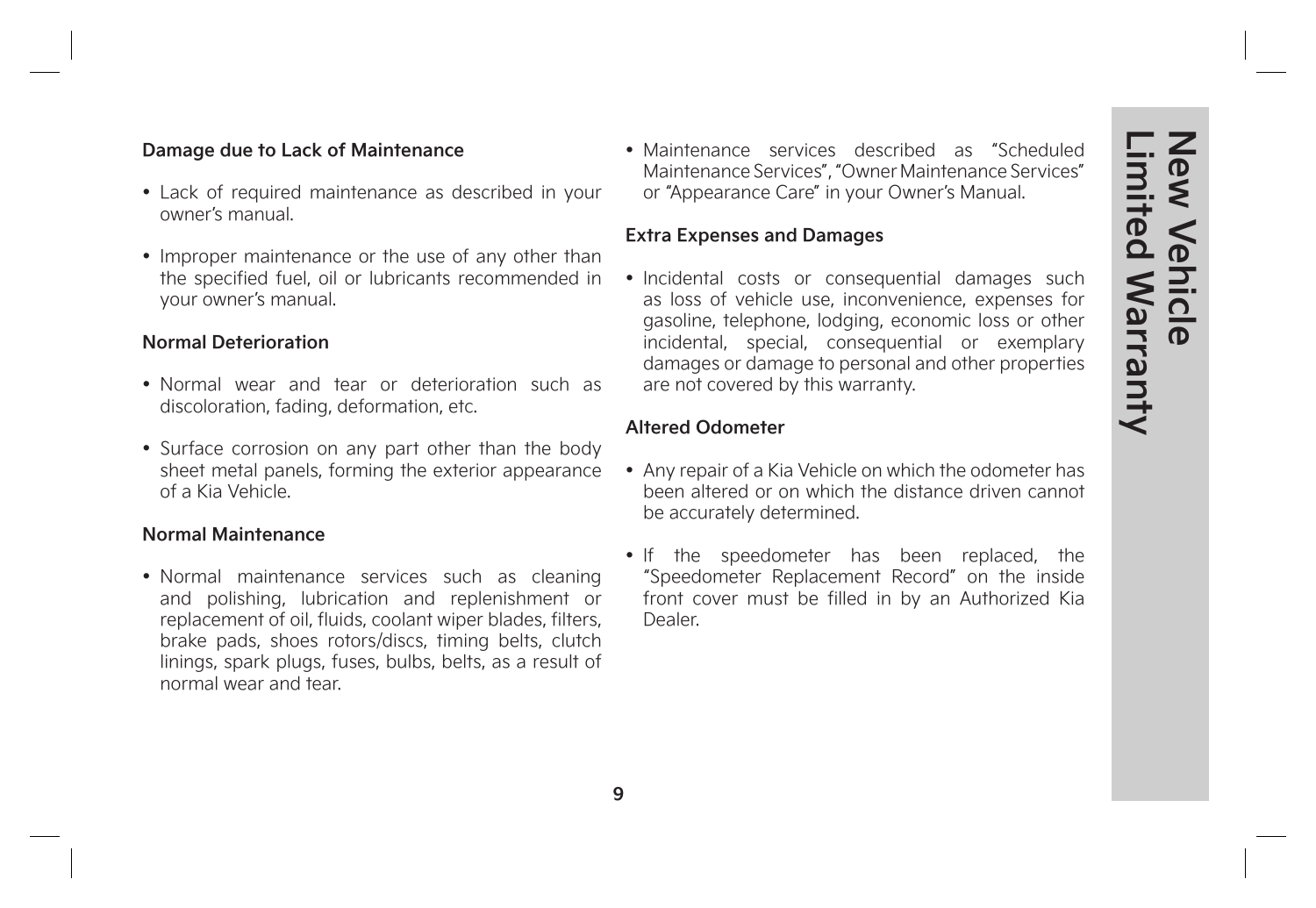### Damage due to Lack of Maintenance

- Lack of required maintenance as described in your owner's manual.
- Improper maintenance or the use of any other than the specified fuel, oil or lubricants recommended in your owner's manual.

### Normal Deterioration

- Normal wear and tear or deterioration such as discoloration, fading, deformation, etc.
- Surface corrosion on any part other than the body sheet metal panels, forming the exterior appearance of a Kia Vehicle.

### Normal Maintenance

- Normal maintenance services such as cleaning and polishing, lubrication and replenishment or replacement of oil, fluids, coolant wiper blades, filters, brake pads, shoes rotors/discs, timing belts, clutch linings, spark plugs, fuses, bulbs, belts, as a result of normal wear and tear.
- Maintenance services described as "Scheduled Maintenance Services", "Owner Maintenance Services" or "Appearance Care" in your Owner's Manual.

### Extra Expenses and Damages

- Incidental costs or consequential damages such as loss of vehicle use, inconvenience, expenses for gasoline, telephone, lodging, economic loss or other incidental, special, consequential or exemplary damages or damage to personal and other properties are not covered by this warranty.

### Altered Odometer

- Any repair of a Kia Vehicle on which the odometer has been altered or on which the distance driven cannot be accurately determined.
- If the speedometer has been replaced, the "Speedometer Replacement Record" on the inside front cover must be filled in by an Authorized Kia Dealer.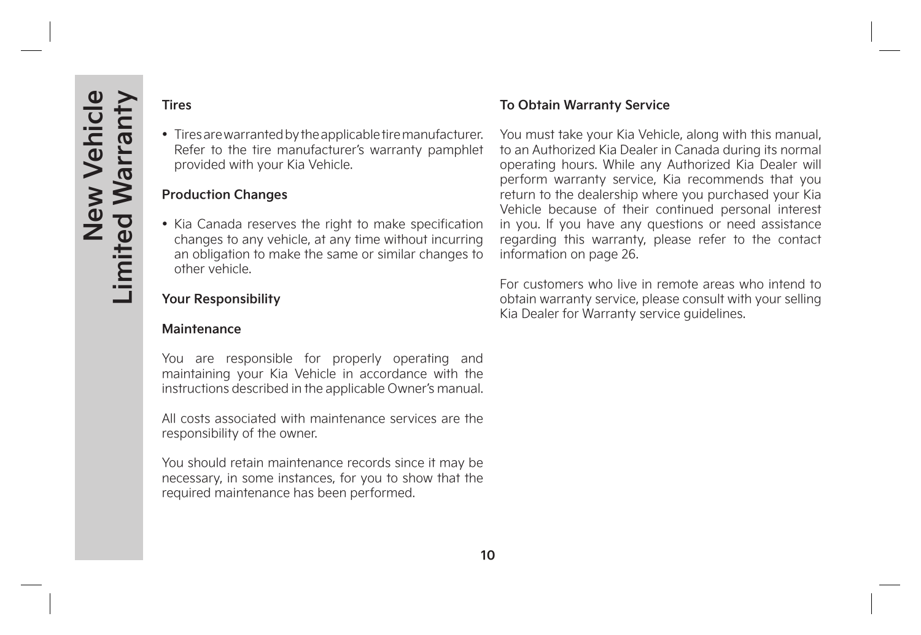### Tires

- Tires are warranted by the applicable tire manufacturer. Refer to the tire manufacturer's warranty pamphlet provided with your Kia Vehicle.

### Production Changes

- Kia Canada reserves the right to make specification changes to any vehicle, at any time without incurring an obligation to make the same or similar changes to other vehicle.

### Your Responsibility

### Maintenance

You are responsible for properly operating and maintaining your Kia Vehicle in accordance with the instructions described in the applicable Owner's manual.

All costs associated with maintenance services are the responsibility of the owner.

You should retain maintenance records since it may be necessary, in some instances, for you to show that the required maintenance has been performed.

### To Obtain Warranty Service

You must take your Kia Vehicle, along with this manual, to an Authorized Kia Dealer in Canada during its normal operating hours. While any Authorized Kia Dealer will perform warranty service, Kia recommends that you return to the dealership where you purchased your Kia Vehicle because of their continued personal interest in you. If you have any questions or need assistance regarding this warranty, please refer to the contact information on page 26.

For customers who live in remote areas who intend to obtain warranty service, please consult with your selling Kia Dealer for Warranty service guidelines.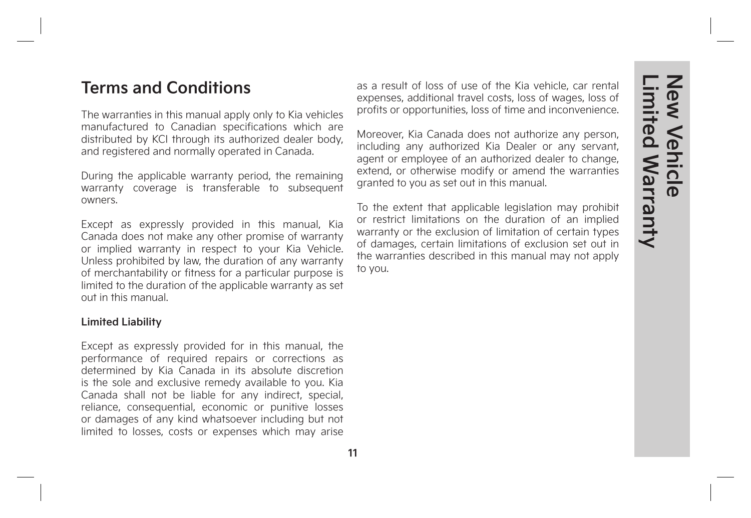## Terms and Conditions

The warranties in this manual apply only to Kia vehicles manufactured to Canadian specifications which are distributed by KCI through its authorized dealer body, and registered and normally operated in Canada.

During the applicable warranty period, the remaining warranty coverage is transferable to subsequent owners.

Except as expressly provided in this manual, Kia Canada does not make any other promise of warranty or implied warranty in respect to your Kia Vehicle. Unless prohibited by law, the duration of any warranty of merchantability or fitness for a particular purpose is limited to the duration of the applicable warranty as set out in this manual.

### Limited Liability

Except as expressly provided for in this manual, the performance of required repairs or corrections as determined by Kia Canada in its absolute discretion is the sole and exclusive remedy available to you. Kia Canada shall not be liable for any indirect, special, reliance, consequential, economic or punitive losses or damages of any kind whatsoever including but not limited to losses, costs or expenses which may arise as a result of loss of use of the Kia vehicle, car rental expenses, additional travel costs, loss of wages, loss of profits or opportunities, loss of time and inconvenience.

Moreover, Kia Canada does not authorize any person, including any authorized Kia Dealer or any servant, agent or employee of an authorized dealer to change, extend, or otherwise modify or amend the warranties granted to you as set out in this manual.

To the extent that applicable legislation may prohibit or restrict limitations on the duration of an implied warranty or the exclusion of limitation of certain types of damages, certain limitations of exclusion set out in the warranties described in this manual may not apply to you.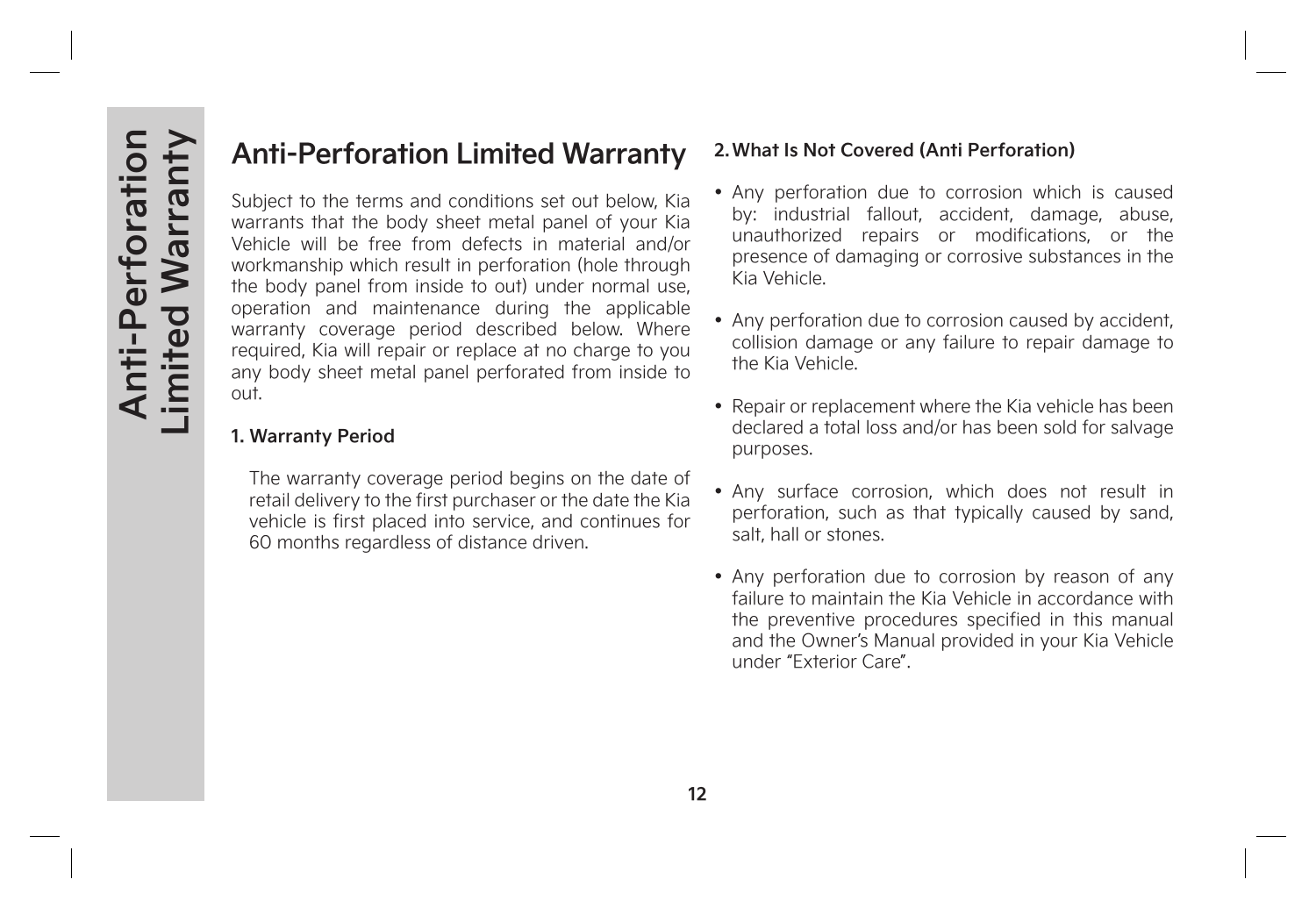# Anti-Perforation Limited Warranty

Subject to the terms and conditions set out below, Kia warrants that the body sheet metal panel of your Kia Vehicle will be free from defects in material and/or workmanship which result in perforation (hole through the body panel from inside to out) under normal use, operation and maintenance during the applicable warranty coverage period described below. Where required, Kia will repair or replace at no charge to you any body sheet metal panel perforated from inside to out.

### 1. Warranty Period

The warranty coverage period begins on the date of retail delivery to the first purchaser or the date the Kia vehicle is first placed into service, and continues for 60 months regardless of distance driven.

### 2. What Is Not Covered (Anti Perforation)

- Any perforation due to corrosion which is caused by: industrial fallout, accident, damage, abuse, unauthorized repairs or modifications, or the presence of damaging or corrosive substances in the Kia Vehicle.
- Any perforation due to corrosion caused by accident, collision damage or any failure to repair damage to the Kia Vehicle.
- Repair or replacement where the Kia vehicle has been declared a total loss and/or has been sold for salvage purposes.
- Any surface corrosion, which does not result in perforation, such as that typically caused by sand, salt, hall or stones.
- Any perforation due to corrosion by reason of any failure to maintain the Kia Vehicle in accordance with the preventive procedures specified in this manual and the Owner's Manual provided in your Kia Vehicle under "Exterior Care".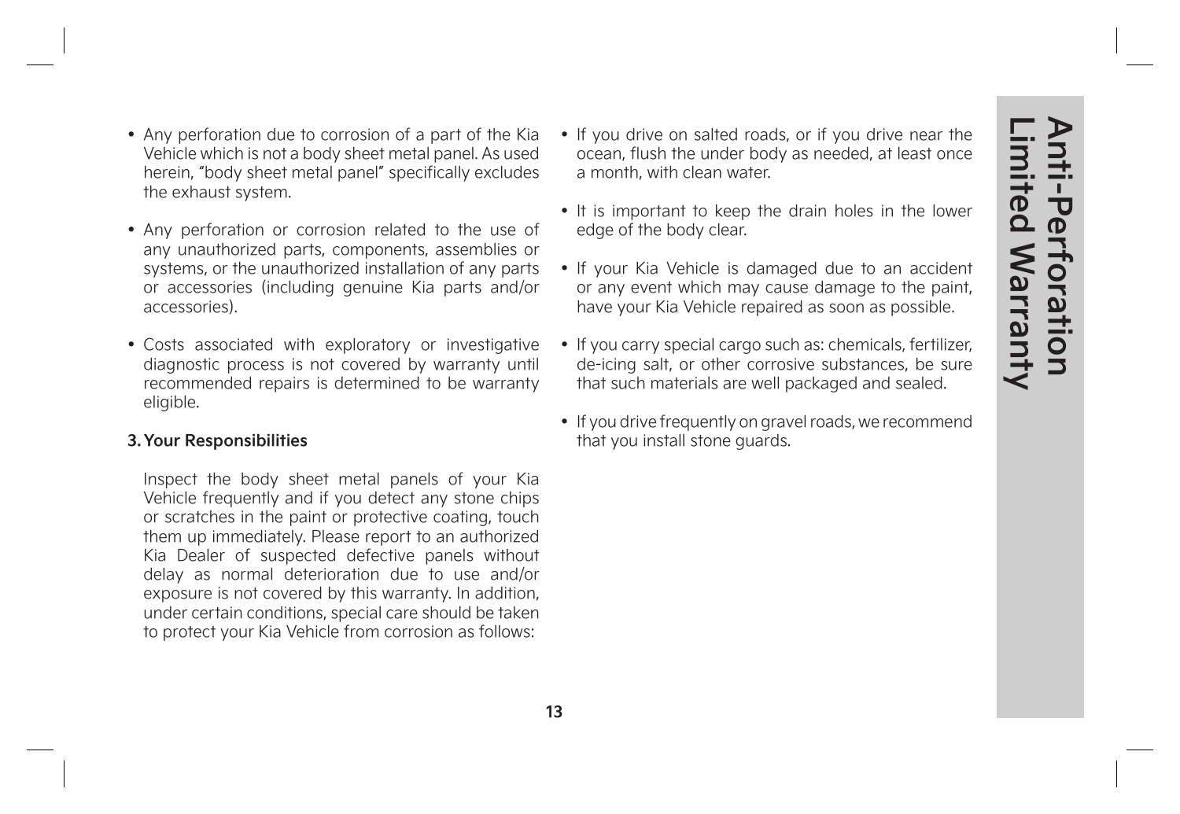- Any perforation due to corrosion of a part of the Kia Vehicle which is not a body sheet metal panel. As used herein, "body sheet metal panel" specifically excludes the exhaust system.
- Any perforation or corrosion related to the use of any unauthorized parts, components, assemblies or systems, or the unauthorized installation of any parts or accessories (including genuine Kia parts and/or accessories).
- Costs associated with exploratory or investigative diagnostic process is not covered by warranty until recommended repairs is determined to be warranty eligible.

**3. Your Responsibilities**

Inspect the body sheet metal panels of your Kia Vehicle frequently and if you detect any stone chips or scratches in the paint or protective coating, touch them up immediately. Please report to an authorized Kia Dealer of suspected defective panels without delay as normal deterioration due to use and/or exposure is not covered by this warranty. In addition, under certain conditions, special care should be taken to protect your Kia Vehicle from corrosion as follows:

- If you drive on salted roads, or if you drive near the ocean, flush the under body as needed, at least once a month, with clean water.
- It is important to keep the drain holes in the lower edge of the body clear.
- If your Kia Vehicle is damaged due to an accident or any event which may cause damage to the paint, have your Kia Vehicle repaired as soon as possible.
- If you carry special cargo such as: chemicals, fertilizer, de-icing salt, or other corrosive substances, be sure that such materials are well packaged and sealed.
- If you drive frequently on gravel roads, we recommend that you install stone guards.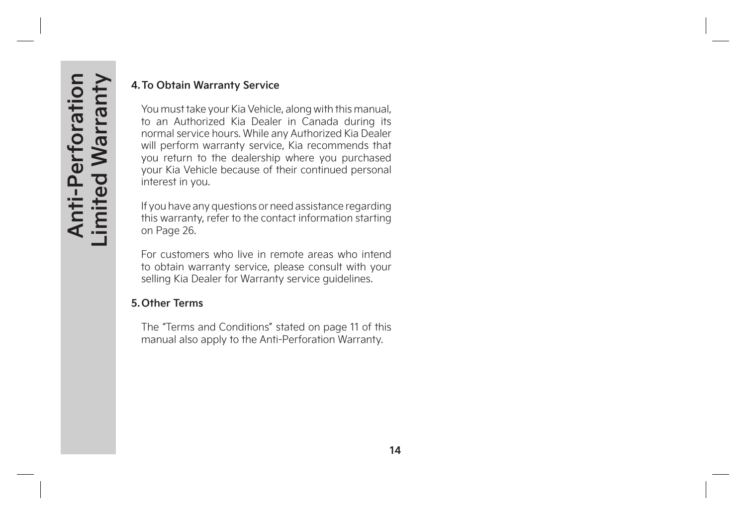### 4. To Obtain Warranty Service

You must take your Kia Vehicle, along with this manual, to an Authorized Kia Dealer in Canada during its normal service hours. While any Authorized Kia Dealer will perform warranty service, Kia recommends that you return to the dealership where you purchased your Kia Vehicle because of their continued personal interest in you.

If you have any questions or need assistance regarding this warranty, refer to the contact information starting on Page 26.

For customers who live in remote areas who intend to obtain warranty service, please consult with your selling Kia Dealer for Warranty service guidelines.

### 5. Other Terms

The "Terms and Conditions" stated on page 11 of this manual also apply to the Anti-Perforation Warranty.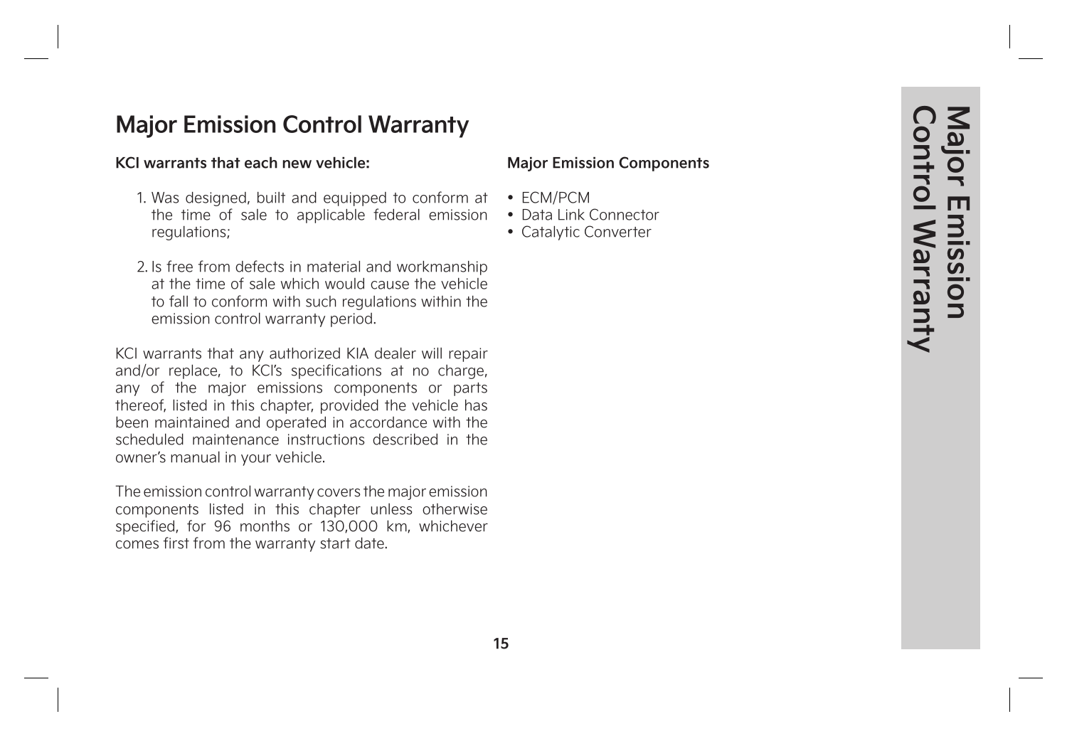# Major Emission Control Warranty

**KCI warrants that each new vehicle:**

1. Was designed, built and equipped to conform at the time of sale to applicable federal emission regulations;

2. Is free from defects in material and workmanship at the time of sale which would cause the vehicle to fall to conform with such regulations within the emission control warranty period.

KCI warrants that any authorized KIA dealer will repair and/or replace, to KCI's specifications at no charge, any of the major emissions components or parts thereof, listed in this chapter, provided the vehicle has been maintained and operated in accordance with the scheduled maintenance instructions described in the owner's manual in your vehicle.

The emission control warranty covers the major emission components listed in this chapter unless otherwise specified, for 96 months or 130,000 km, whichever comes first from the warranty start date.

**Major Emission Components**

- ECM/PCM
- Data Link Connector
- Catalytic Converter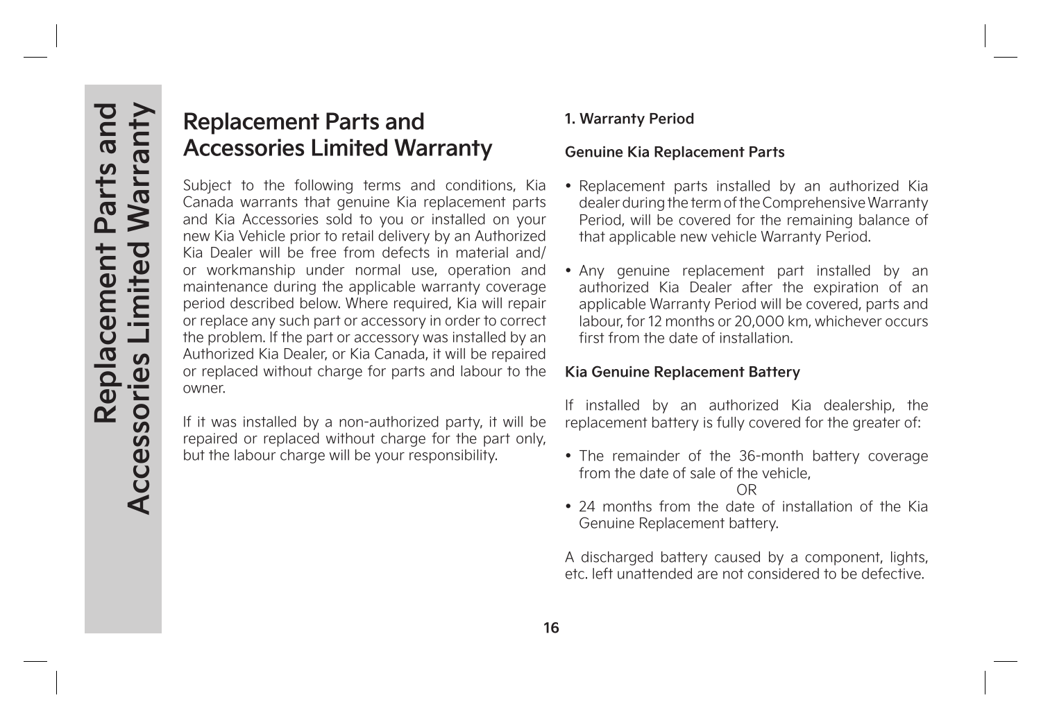# Replacement Parts and Accessories Limited Warranty

Subject to the following terms and conditions, Kia Canada warrants that genuine Kia replacement parts and Kia Accessories sold to you or installed on your new Kia Vehicle prior to retail delivery by an Authorized Kia Dealer will be free from defects in material and/or workmanship under normal use, operation and maintenance during the applicable warranty coverage period described below. Where required, Kia will repair or replace any such part or accessory in order to correct the problem. If the part or accessory was installed by an Authorized Kia Dealer, or Kia Canada, it will be repaired or replaced without charge for parts and labour to the owner.

If it was installed by a non-authorized party, it will be repaired or replaced without charge for the part only, but the labour charge will be your responsibility.

**1. Warranty Period**

**Genuine Kia Replacement Parts**

- Replacement parts installed by an authorized Kia dealer during the term of the Comprehensive Warranty Period, will be covered for the remaining balance of that applicable new vehicle Warranty Period.
- Any genuine replacement part installed by an authorized Kia Dealer after the expiration of an applicable Warranty Period will be covered, parts and labour, for 12 months or 20,000 km, whichever occurs first from the date of installation.

**Kia Genuine Replacement Battery**

If installed by an authorized Kia dealership, the replacement battery is fully covered for the greater of:

- The remainder of the 36-month battery coverage from the date of sale of the vehicle,

  OR

- 24 months from the date of installation of the Kia Genuine Replacement battery.

A discharged battery caused by a component, lights, etc. left unattended are not considered to be defective.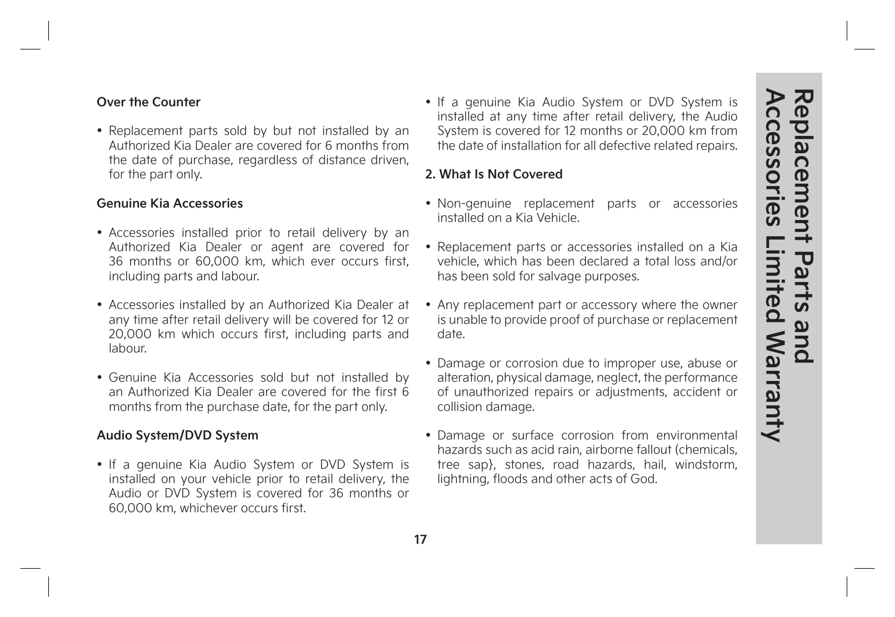### Over the Counter

- Replacement parts sold by but not installed by an Authorized Kia Dealer are covered for 6 months from the date of purchase, regardless of distance driven, for the part only.

### Genuine Kia Accessories

- Accessories installed prior to retail delivery by an Authorized Kia Dealer or agent are covered for 36 months or 60,000 km, which ever occurs first, including parts and labour.
- Accessories installed by an Authorized Kia Dealer at any time after retail delivery will be covered for 12 or 20,000 km which occurs first, including parts and labour.
- Genuine Kia Accessories sold but not installed by an Authorized Kia Dealer are covered for the first 6 months from the purchase date, for the part only.

### Audio System/DVD System

- If a genuine Kia Audio System or DVD System is installed on your vehicle prior to retail delivery, the Audio or DVD System is covered for 36 months or 60,000 km, whichever occurs first.
- If a genuine Kia Audio System or DVD System is installed at any time after retail delivery, the Audio System is covered for 12 months or 20,000 km from the date of installation for all defective related repairs.

### 2. What Is Not Covered

- Non-genuine replacement parts or accessories installed on a Kia Vehicle.
- Replacement parts or accessories installed on a Kia vehicle, which has been declared a total loss and/or has been sold for salvage purposes.
- Any replacement part or accessory where the owner is unable to provide proof of purchase or replacement date.
- Damage or corrosion due to improper use, abuse or alteration, physical damage, neglect, the performance of unauthorized repairs or adjustments, accident or collision damage.
- Damage or surface corrosion from environmental hazards such as acid rain, airborne fallout (chemicals, tree sap}, stones, road hazards, hail, windstorm, lightning, floods and other acts of God.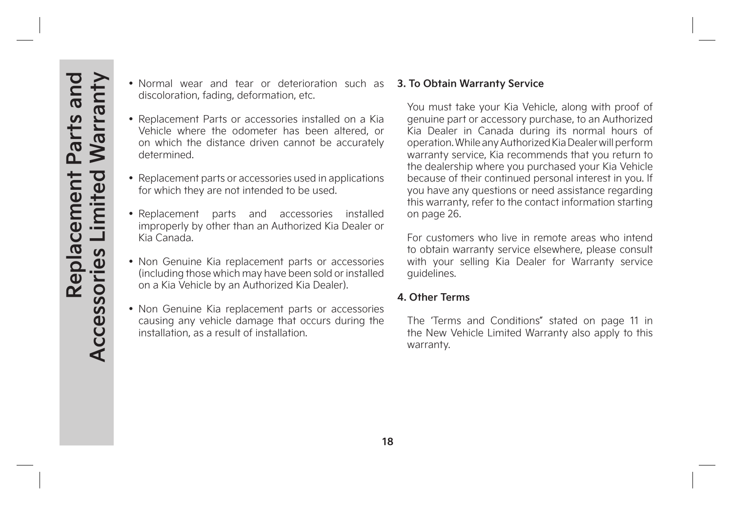- Normal wear and tear or deterioration such as discoloration, fading, deformation, etc.
- Replacement Parts or accessories installed on a Kia Vehicle where the odometer has been altered, or on which the distance driven cannot be accurately determined.
- Replacement parts or accessories used in applications for which they are not intended to be used.
- Replacement parts and accessories installed improperly by other than an Authorized Kia Dealer or Kia Canada.
- Non Genuine Kia replacement parts or accessories (including those which may have been sold or installed on a Kia Vehicle by an Authorized Kia Dealer).
- Non Genuine Kia replacement parts or accessories causing any vehicle damage that occurs during the installation, as a result of installation.

### 3. To Obtain Warranty Service

You must take your Kia Vehicle, along with proof of genuine part or accessory purchase, to an Authorized Kia Dealer in Canada during its normal hours of operation. While any Authorized Kia Dealer will perform warranty service, Kia recommends that you return to the dealership where you purchased your Kia Vehicle because of their continued personal interest in you. If you have any questions or need assistance regarding this warranty, refer to the contact information starting on page 26.

For customers who live in remote areas who intend to obtain warranty service elsewhere, please consult with your selling Kia Dealer for Warranty service guidelines.

### 4. Other Terms

The 'Terms and Conditions" stated on page 11 in the New Vehicle Limited Warranty also apply to this warranty.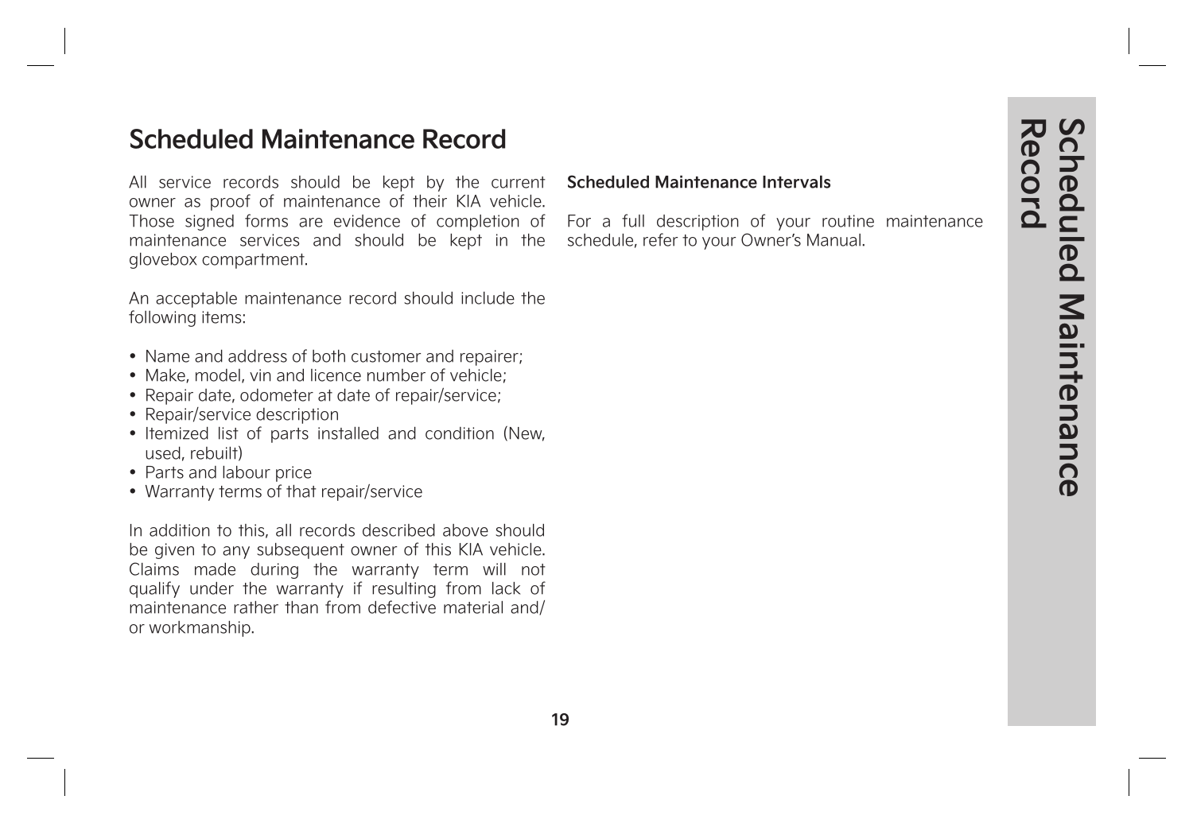# Scheduled Maintenance Record

All service records should be kept by the current owner as proof of maintenance of their KIA vehicle. Those signed forms are evidence of completion of maintenance services and should be kept in the glovebox compartment.

An acceptable maintenance record should include the following items:

- Name and address of both customer and repairer;
- Make, model, vin and licence number of vehicle;
- Repair date, odometer at date of repair/service;
- Repair/service description
- Itemized list of parts installed and condition (New, used, rebuilt)
- Parts and labour price
- Warranty terms of that repair/service

In addition to this, all records described above should be given to any subsequent owner of this KIA vehicle. Claims made during the warranty term will not qualify under the warranty if resulting from lack of maintenance rather than from defective material and/or workmanship.

### Scheduled Maintenance Intervals

For a full description of your routine maintenance schedule, refer to your Owner's Manual.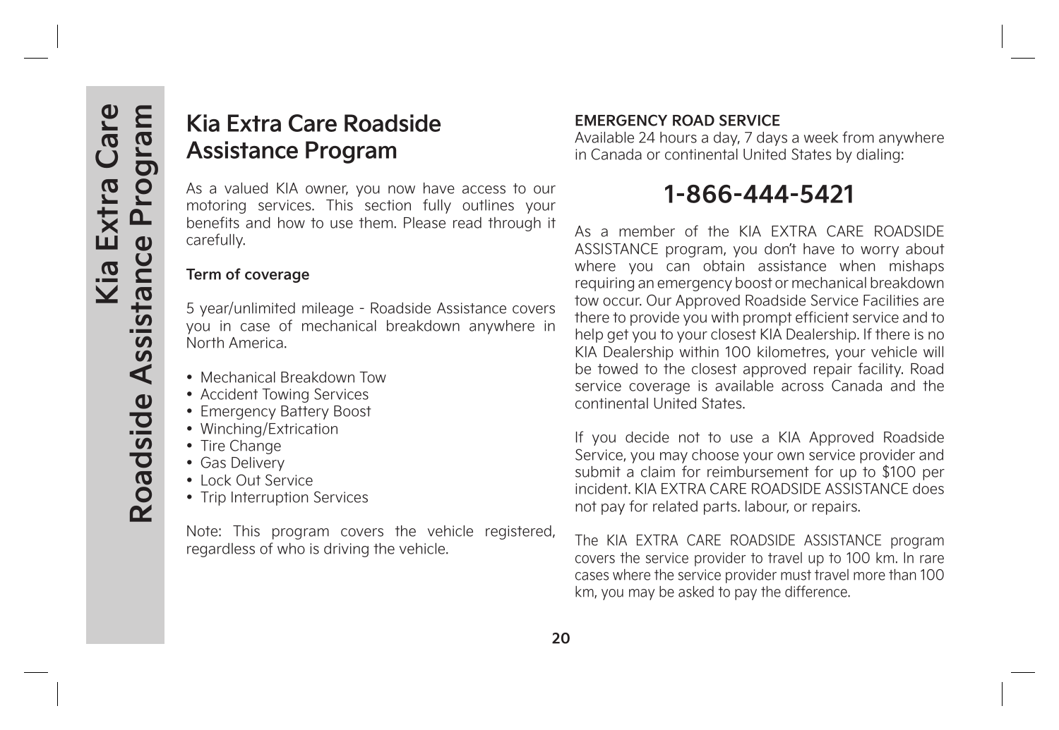# Kia Extra Care Roadside Assistance Program

As a valued KIA owner, you now have access to our motoring services. This section fully outlines your benefits and how to use them. Please read through it carefully.

**Term of coverage**

5 year/unlimited mileage - Roadside Assistance covers you in case of mechanical breakdown anywhere in North America.

- Mechanical Breakdown Tow
- Accident Towing Services
- Emergency Battery Boost
- Winching/Extrication
- Tire Change
- Gas Delivery
- Lock Out Service
- Trip Interruption Services

Note: This program covers the vehicle registered, regardless of who is driving the vehicle.

**EMERGENCY ROAD SERVICE**

Available 24 hours a day, 7 days a week from anywhere in Canada or continental United States by dialing:

## 1-866-444-5421

As a member of the KIA EXTRA CARE ROADSIDE ASSISTANCE program, you don't have to worry about where you can obtain assistance when mishaps requiring an emergency boost or mechanical breakdown tow occur. Our Approved Roadside Service Facilities are there to provide you with prompt efficient service and to help get you to your closest KIA Dealership. If there is no KIA Dealership within 100 kilometres, your vehicle will be towed to the closest approved repair facility. Road service coverage is available across Canada and the continental United States.

If you decide not to use a KIA Approved Roadside Service, you may choose your own service provider and submit a claim for reimbursement for up to $100 per incident. KIA EXTRA CARE ROADSIDE ASSISTANCE does not pay for related parts. labour, or repairs.

The KIA EXTRA CARE ROADSIDE ASSISTANCE program covers the service provider to travel up to 100 km. In rare cases where the service provider must travel more than 100 km, you may be asked to pay the difference.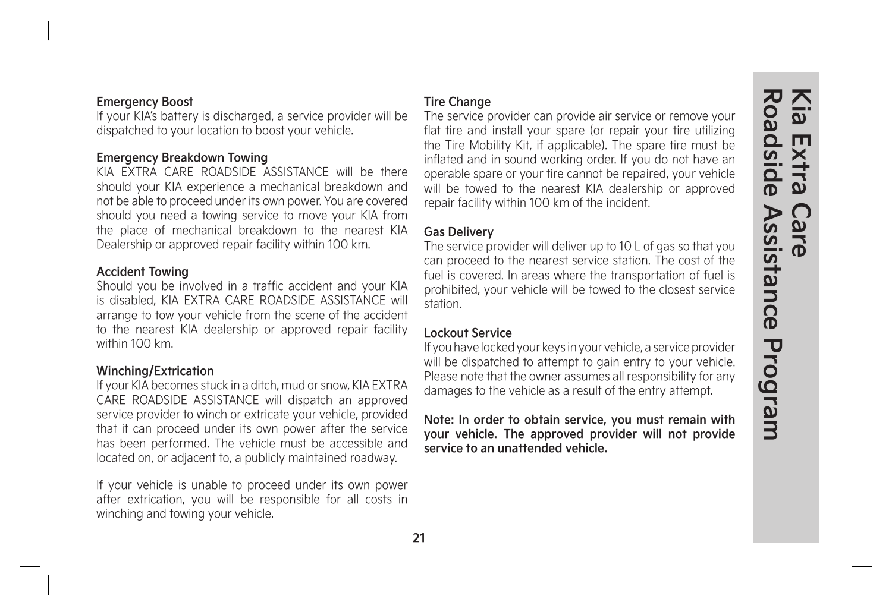### Emergency Boost

If your KIA's battery is discharged, a service provider will be dispatched to your location to boost your vehicle.

### Emergency Breakdown Towing

KIA EXTRA CARE ROADSIDE ASSISTANCE will be there should your KIA experience a mechanical breakdown and not be able to proceed under its own power. You are covered should you need a towing service to move your KIA from the place of mechanical breakdown to the nearest KIA Dealership or approved repair facility within 100 km.

### Accident Towing

Should you be involved in a traffic accident and your KIA is disabled, KIA EXTRA CARE ROADSIDE ASSISTANCE will arrange to tow your vehicle from the scene of the accident to the nearest KIA dealership or approved repair facility within 100 km.

### Winching/Extrication

If your KIA becomes stuck in a ditch, mud or snow, KIA EXTRA CARE ROADSIDE ASSISTANCE will dispatch an approved service provider to winch or extricate your vehicle, provided that it can proceed under its own power after the service has been performed. The vehicle must be accessible and located on, or adjacent to, a publicly maintained roadway.

If your vehicle is unable to proceed under its own power after extrication, you will be responsible for all costs in winching and towing your vehicle.

### Tire Change

The service provider can provide air service or remove your flat tire and install your spare (or repair your tire utilizing the Tire Mobility Kit, if applicable). The spare tire must be inflated and in sound working order. If you do not have an operable spare or your tire cannot be repaired, your vehicle will be towed to the nearest KIA dealership or approved repair facility within 100 km of the incident.

### Gas Delivery

The service provider will deliver up to 10 L of gas so that you can proceed to the nearest service station. The cost of the fuel is covered. In areas where the transportation of fuel is prohibited, your vehicle will be towed to the closest service station.

### Lockout Service

If you have locked your keys in your vehicle, a service provider will be dispatched to attempt to gain entry to your vehicle. Please note that the owner assumes all responsibility for any damages to the vehicle as a result of the entry attempt.

**Note: In order to obtain service, you must remain with your vehicle. The approved provider will not provide service to an unattended vehicle.**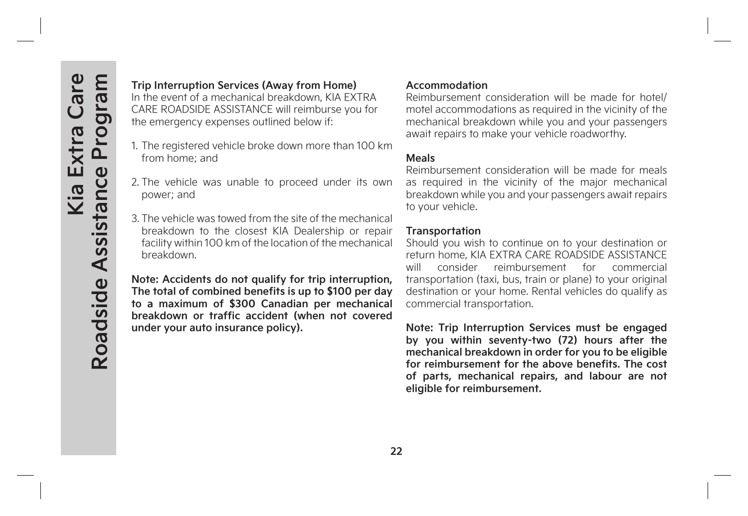### Trip Interruption Services (Away from Home)

In the event of a mechanical breakdown, KIA EXTRA CARE ROADSIDE ASSISTANCE will reimburse you for the emergency expenses outlined below if:

1. The registered vehicle broke down more than 100 km from home; and
2. The vehicle was unable to proceed under its own power; and
3. The vehicle was towed from the site of the mechanical breakdown to the closest KIA Dealership or repair facility within 100 km of the location of the mechanical breakdown.

**Note: Accidents do not qualify for trip interruption, The total of combined benefits is up to $100 per day to a maximum of $300 Canadian per mechanical breakdown or traffic accident (when not covered under your auto insurance policy).**

### Accommodation

Reimbursement consideration will be made for hotel/motel accommodations as required in the vicinity of the mechanical breakdown while you and your passengers await repairs to make your vehicle roadworthy.

### Meals

Reimbursement consideration will be made for meals as required in the vicinity of the major mechanical breakdown while you and your passengers await repairs to your vehicle.

### Transportation

Should you wish to continue on to your destination or return home, KIA EXTRA CARE ROADSIDE ASSISTANCE will consider reimbursement for commercial transportation (taxi, bus, train or plane) to your original destination or your home. Rental vehicles do qualify as commercial transportation.

**Note: Trip Interruption Services must be engaged by you within seventy-two (72) hours after the mechanical breakdown in order for you to be eligible for reimbursement for the above benefits. The cost of parts, mechanical repairs, and labour are not eligible for reimbursement.**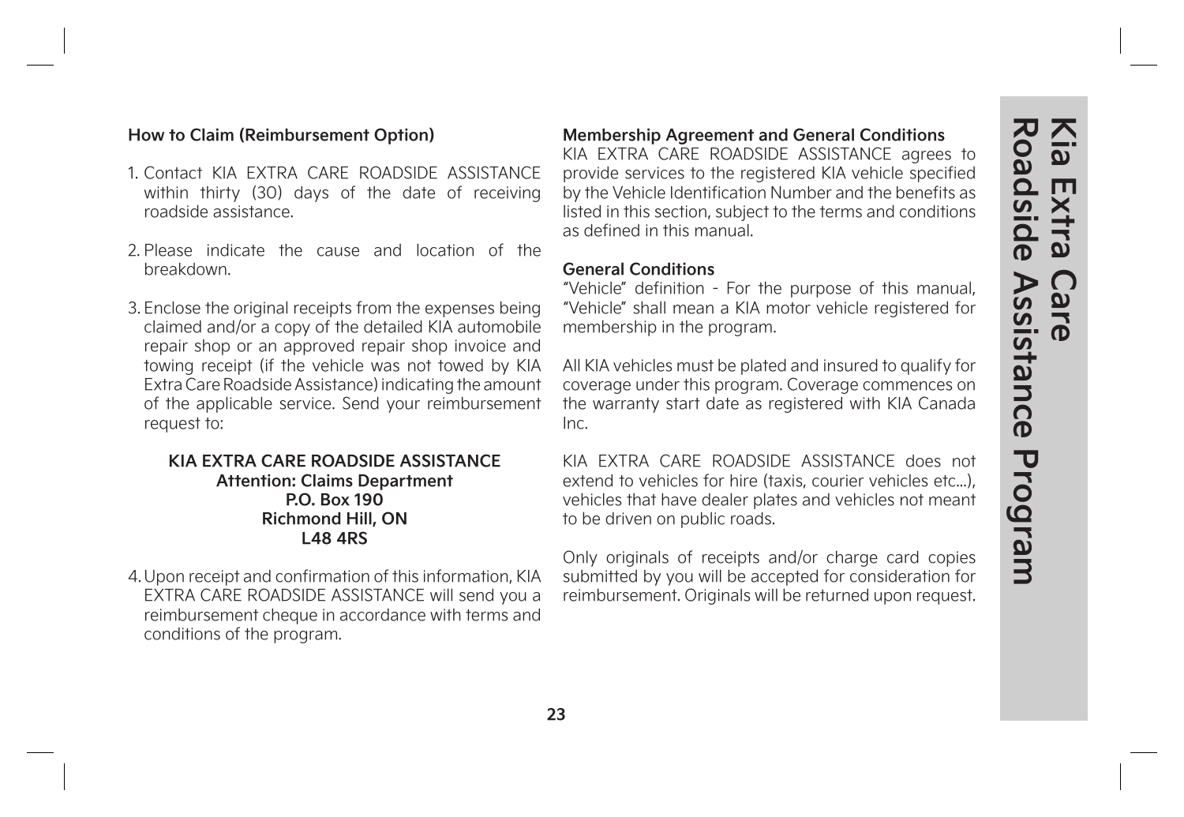## How to Claim (Reimbursement Option)

1. Contact KIA EXTRA CARE ROADSIDE ASSISTANCE within thirty (30) days of the date of receiving roadside assistance.

2. Please indicate the cause and location of the breakdown.

3. Enclose the original receipts from the expenses being claimed and/or a copy of the detailed KIA automobile repair shop or an approved repair shop invoice and towing receipt (if the vehicle was not towed by KIA Extra Care Roadside Assistance) indicating the amount of the applicable service. Send your reimbursement request to:

   **KIA EXTRA CARE ROADSIDE ASSISTANCE**
   **Attention: Claims Department**
   **P.O. Box 190**
   **Richmond Hill, ON**
   **L48 4RS**

4. Upon receipt and confirmation of this information, KIA EXTRA CARE ROADSIDE ASSISTANCE will send you a reimbursement cheque in accordance with terms and conditions of the program.

## Membership Agreement and General Conditions

KIA EXTRA CARE ROADSIDE ASSISTANCE agrees to provide services to the registered KIA vehicle specified by the Vehicle Identification Number and the benefits as listed in this section, subject to the terms and conditions as defined in this manual.

### General Conditions

"Vehicle" definition - For the purpose of this manual, "Vehicle" shall mean a KIA motor vehicle registered for membership in the program.

All KIA vehicles must be plated and insured to qualify for coverage under this program. Coverage commences on the warranty start date as registered with KIA Canada Inc.

KIA EXTRA CARE ROADSIDE ASSISTANCE does not extend to vehicles for hire (taxis, courier vehicles etc...), vehicles that have dealer plates and vehicles not meant to be driven on public roads.

Only originals of receipts and/or charge card copies submitted by you will be accepted for consideration for reimbursement. Originals will be returned upon request.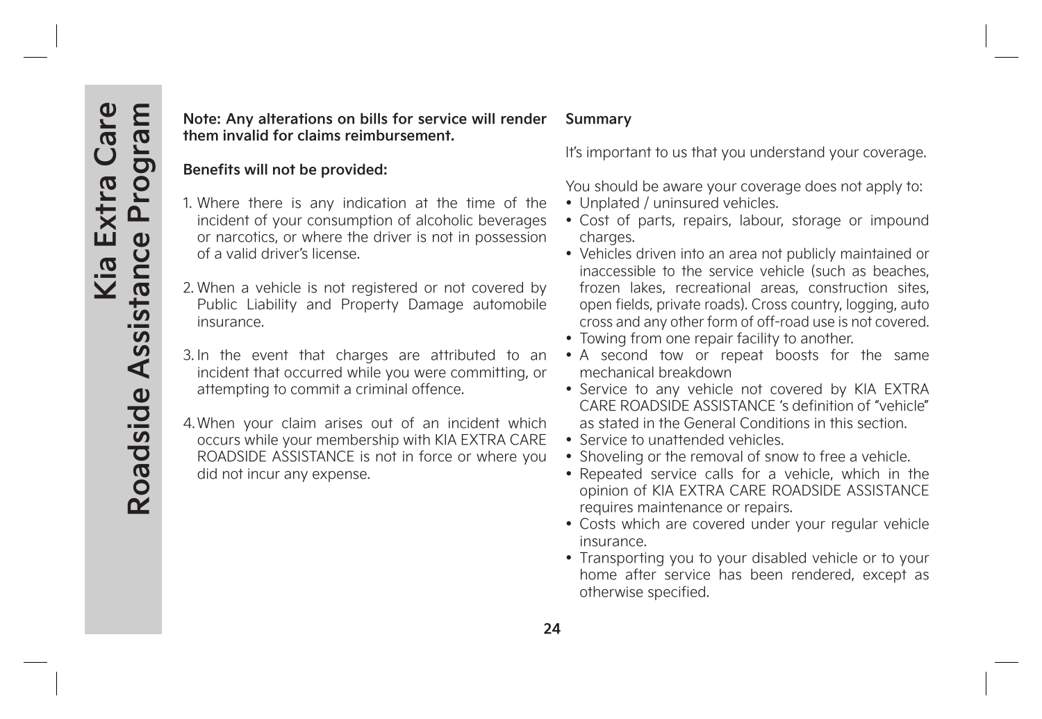**Note: Any alterations on bills for service will render them invalid for claims reimbursement.**

**Benefits will not be provided:**

1. Where there is any indication at the time of the incident of your consumption of alcoholic beverages or narcotics, or where the driver is not in possession of a valid driver's license.

2. When a vehicle is not registered or not covered by Public Liability and Property Damage automobile insurance.

3. In the event that charges are attributed to an incident that occurred while you were committing, or attempting to commit a criminal offence.

4. When your claim arises out of an incident which occurs while your membership with KIA EXTRA CARE ROADSIDE ASSISTANCE is not in force or where you did not incur any expense.

**Summary**

It's important to us that you understand your coverage.

You should be aware your coverage does not apply to:

- Unplated / uninsured vehicles.
- Cost of parts, repairs, labour, storage or impound charges.
- Vehicles driven into an area not publicly maintained or inaccessible to the service vehicle (such as beaches, frozen lakes, recreational areas, construction sites, open fields, private roads). Cross country, logging, auto cross and any other form of off-road use is not covered.
- Towing from one repair facility to another.
- A second tow or repeat boosts for the same mechanical breakdown
- Service to any vehicle not covered by KIA EXTRA CARE ROADSIDE ASSISTANCE 's definition of "vehicle" as stated in the General Conditions in this section.
- Service to unattended vehicles.
- Shoveling or the removal of snow to free a vehicle.
- Repeated service calls for a vehicle, which in the opinion of KIA EXTRA CARE ROADSIDE ASSISTANCE requires maintenance or repairs.
- Costs which are covered under your regular vehicle insurance.
- Transporting you to your disabled vehicle or to your home after service has been rendered, except as otherwise specified.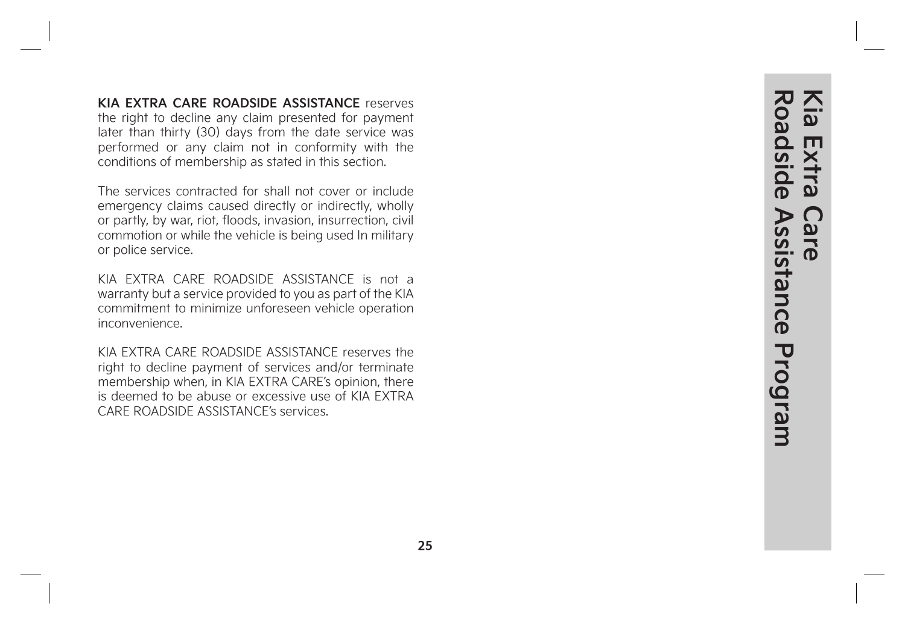**KIA EXTRA CARE ROADSIDE ASSISTANCE** reserves the right to decline any claim presented for payment later than thirty (30) days from the date service was performed or any claim not in conformity with the conditions of membership as stated in this section.

The services contracted for shall not cover or include emergency claims caused directly or indirectly, wholly or partly, by war, riot, floods, invasion, insurrection, civil commotion or while the vehicle is being used In military or police service.

KIA EXTRA CARE ROADSIDE ASSISTANCE is not a warranty but a service provided to you as part of the KIA commitment to minimize unforeseen vehicle operation inconvenience.

KIA EXTRA CARE ROADSIDE ASSISTANCE reserves the right to decline payment of services and/or terminate membership when, in KIA EXTRA CARE's opinion, there is deemed to be abuse or excessive use of KIA EXTRA CARE ROADSIDE ASSISTANCE's services.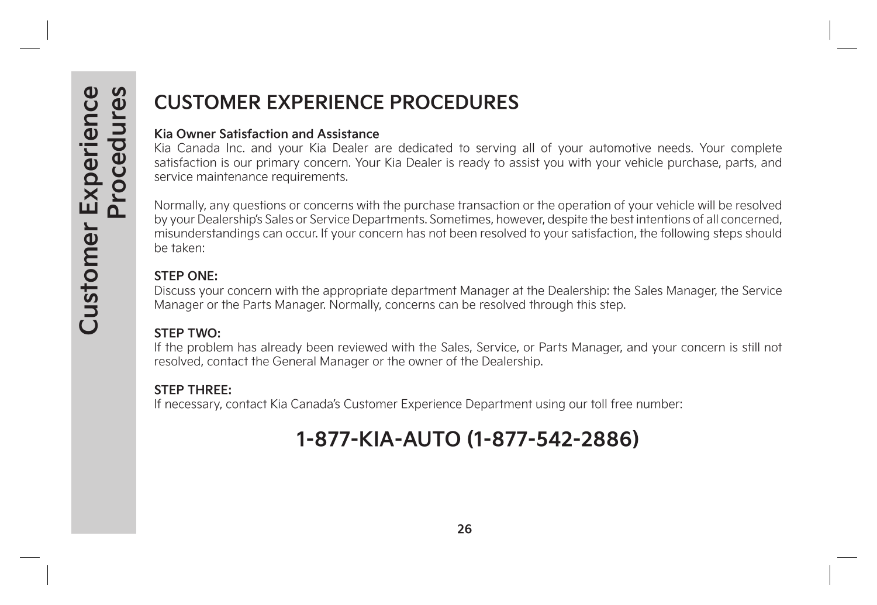# CUSTOMER EXPERIENCE PROCEDURES

**Kia Owner Satisfaction and Assistance**

Kia Canada Inc. and your Kia Dealer are dedicated to serving all of your automotive needs. Your complete satisfaction is our primary concern. Your Kia Dealer is ready to assist you with your vehicle purchase, parts, and service maintenance requirements.

Normally, any questions or concerns with the purchase transaction or the operation of your vehicle will be resolved by your Dealership's Sales or Service Departments. Sometimes, however, despite the best intentions of all concerned, misunderstandings can occur. If your concern has not been resolved to your satisfaction, the following steps should be taken:

**STEP ONE:**

Discuss your concern with the appropriate department Manager at the Dealership: the Sales Manager, the Service Manager or the Parts Manager. Normally, concerns can be resolved through this step.

**STEP TWO:**

If the problem has already been reviewed with the Sales, Service, or Parts Manager, and your concern is still not resolved, contact the General Manager or the owner of the Dealership.

**STEP THREE:**

If necessary, contact Kia Canada's Customer Experience Department using our toll free number:

## 1-877-KIA-AUTO (1-877-542-2886)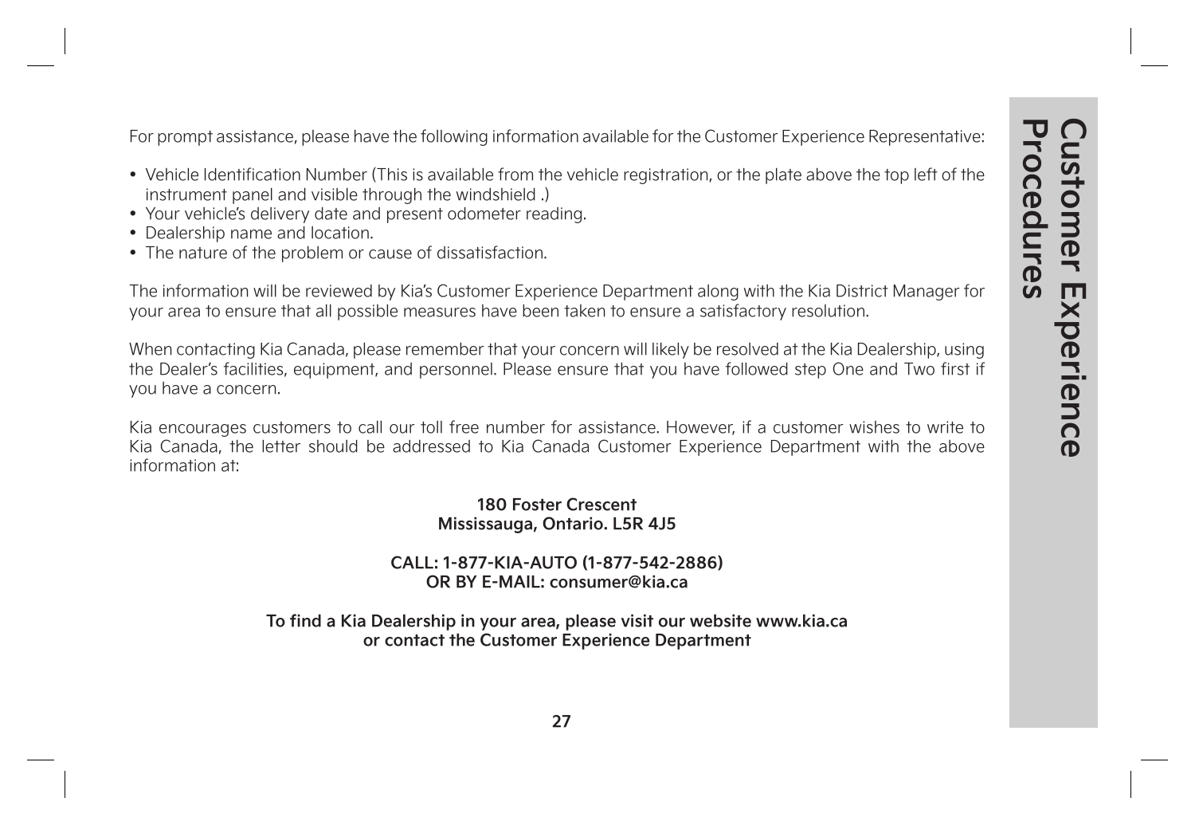For prompt assistance, please have the following information available for the Customer Experience Representative:

- Vehicle Identification Number (This is available from the vehicle registration, or the plate above the top left of the instrument panel and visible through the windshield .)
- Your vehicle's delivery date and present odometer reading.
- Dealership name and location.
- The nature of the problem or cause of dissatisfaction.

The information will be reviewed by Kia's Customer Experience Department along with the Kia District Manager for your area to ensure that all possible measures have been taken to ensure a satisfactory resolution.

When contacting Kia Canada, please remember that your concern will likely be resolved at the Kia Dealership, using the Dealer's facilities, equipment, and personnel. Please ensure that you have followed step One and Two first if you have a concern.

Kia encourages customers to call our toll free number for assistance. However, if a customer wishes to write to Kia Canada, the letter should be addressed to Kia Canada Customer Experience Department with the above information at:

**180 Foster Crescent**
**Mississauga, Ontario. L5R 4J5**

**CALL: 1-877-KIA-AUTO (1-877-542-2886)**
**OR BY E-MAIL: consumer@kia.ca**

**To find a Kia Dealership in your area, please visit our website www.kia.ca or contact the Customer Experience Department**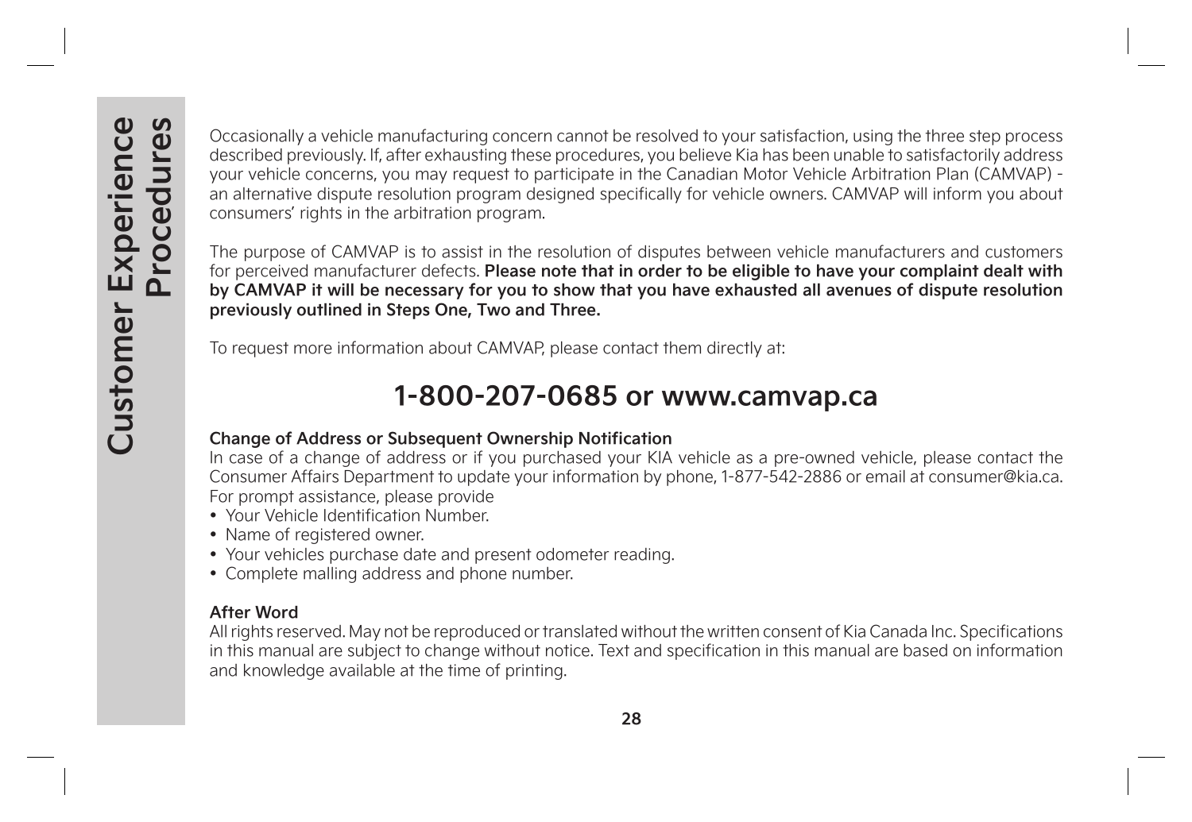Occasionally a vehicle manufacturing concern cannot be resolved to your satisfaction, using the three step process described previously. If, after exhausting these procedures, you believe Kia has been unable to satisfactorily address your vehicle concerns, you may request to participate in the Canadian Motor Vehicle Arbitration Plan (CAMVAP) - an alternative dispute resolution program designed specifically for vehicle owners. CAMVAP will inform you about consumers' rights in the arbitration program.

The purpose of CAMVAP is to assist in the resolution of disputes between vehicle manufacturers and customers for perceived manufacturer defects. **Please note that in order to be eligible to have your complaint dealt with by CAMVAP it will be necessary for you to show that you have exhausted all avenues of dispute resolution previously outlined in Steps One, Two and Three.**

To request more information about CAMVAP, please contact them directly at:

## 1-800-207-0685 or www.camvap.ca

### Change of Address or Subsequent Ownership Notification

In case of a change of address or if you purchased your KIA vehicle as a pre-owned vehicle, please contact the Consumer Affairs Department to update your information by phone, 1-877-542-2886 or email at consumer@kia.ca. For prompt assistance, please provide

- Your Vehicle Identification Number.
- Name of registered owner.
- Your vehicles purchase date and present odometer reading.
- Complete malling address and phone number.

### After Word

All rights reserved. May not be reproduced or translated without the written consent of Kia Canada Inc. Specifications in this manual are subject to change without notice. Text and specification in this manual are based on information and knowledge available at the time of printing.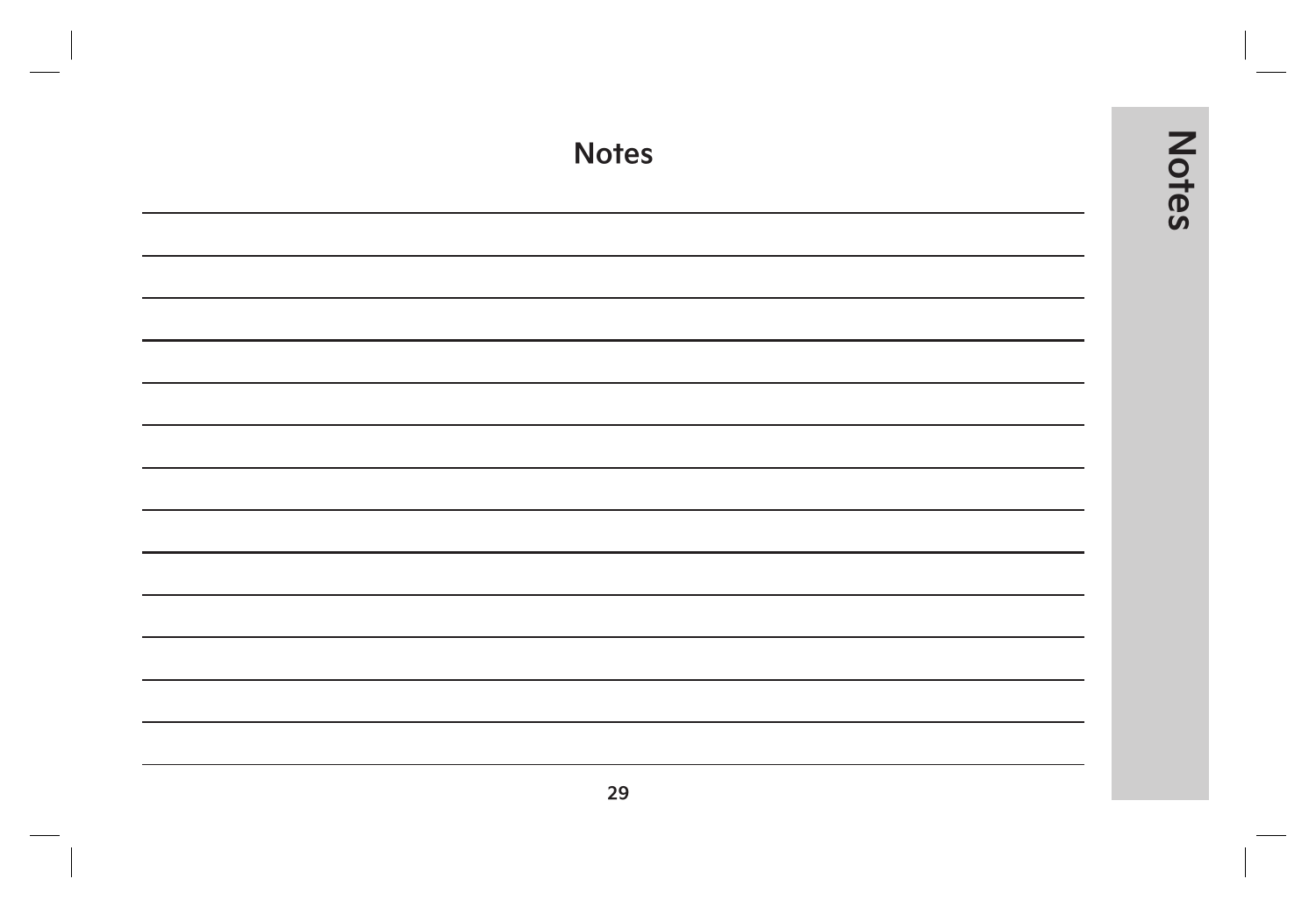# Notes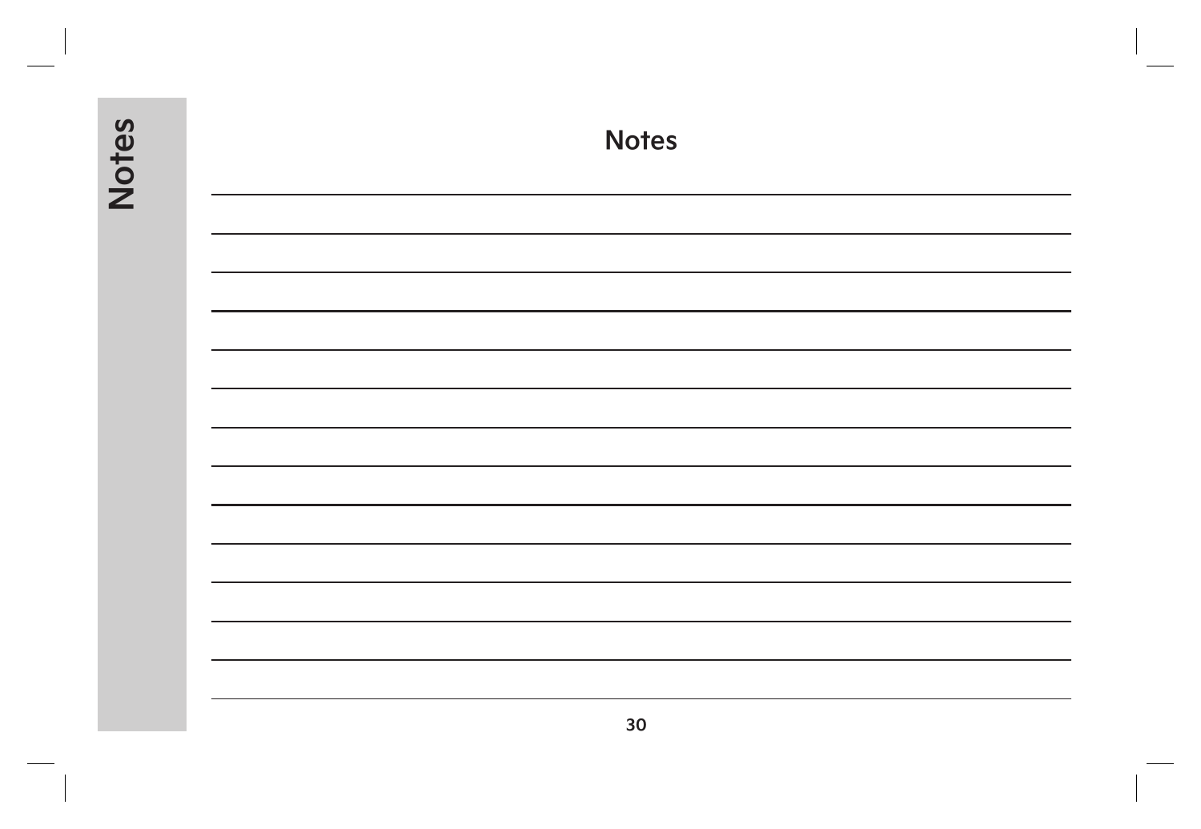# Notes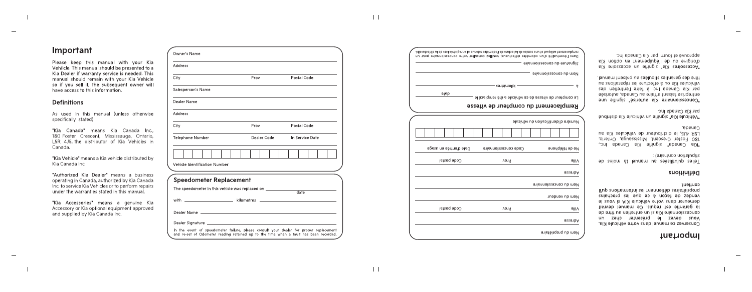# Important

Please keep this manual with your Kia Vehicle. This manual should be presented to a Kia Dealer if warranty service is needed. This manual should remain with your Kia Vehicle so if you sell it, the subsequent owner will have access to this information.

## Definitions

As used in this manual (unless otherwise specifically stated):

"Kia Canada" means Kia Canada Inc., 180 Foster Crescent, Mississauga, Ontario, L5R 4J5, the distributor of Kia Vehicles in Canada.

"Kia Vehicle" means a Kia vehicle distributed by Kia Canada Inc.

"Authorized Kia Dealer" means a business operating in Canada, authorized by Kia Canada Inc. to service Kia Vehicles or to perform repairs under the warranties stated in this manual.

"Kia Accessories" means a genuine Kia Accessory or Kia optional equipment approved and supplied by Kia Canada Inc.

Owner's Name

Address

City | Prov | Postal Code

Salesperson's Name

Dealer Name

Address

City | Prov | Postal Code

Telephone Number | Dealer Code | In Service Date

Vehicle Identification Number

## Speedometer Replacement

The speedometer in this vehicle was replaced on ______ date

with ______ kilometres ______

Dealer Name ______

Dealer Signature ______

In the event of speedometer failure, please consult your dealer for proper replacement and re-set of Odometer reading retained up to the time when a fault has been recorded.

Nom du propriétaire

Adresse

Ville | Prov | Code postal

Nom du vendeur

Nom du concessionnaire

Adresse

Ville | Prov | Code postal

No de téléphone | Code concessionnaire | Date d'entrée en usage

Numéro d'identification du véhicule

## Remplacement du compteur de vitesse

Le compteur de vitesse de ce véhicule a été remplacé le ______ date

à ______ kilomètres ______

Nom du concessionnaire ______

Signature du concessionnaire ______

Dans l'éventualité d'un odomètre défectueux, veuillez consulter votre concessionnaire pour un remplacement adéquat et une remise de la lecture de l'odomètre retenue et enregistrée lors de la défectuosité.

# Important

Conservez ce manuel dans votre véhicule Kia. Vous devez le présenter chez un concessionnaire Kia si un entretien au titre de la garantie est requis. Ce manuel devrait demeurer dans votre véhicule KIA si vous le vendez de façon à ce que les prochains propriétaires détiennent les informations qu'il contient.

## Définitions

Telles qu'utilisées au manuel (à moins de stipulation contraire) :

"Kia Canada" signifie Kia Canada Inc., 180 Foster Crescent, Mississauga, Ontario, L5R 4J5, le distributeur de véhicules Kia au Canada.

"Véhicule Kia" signifie un véhicule Kia distribué par Kia Canada Inc.

"Concessionnaire Kia autorisé" signifie une entreprise faisant affaire au Canada, autorisée par Kia Canada Inc. à faire l'entretien des véhicules Kia ou à effectuer les réparations au titre des garanties stipulées au présent manuel.

"Accessoires Kia" signifie un accessoire Kia d'origine ou de l'équipement en option Kia approuvé et fourni par Kia Canada Inc.